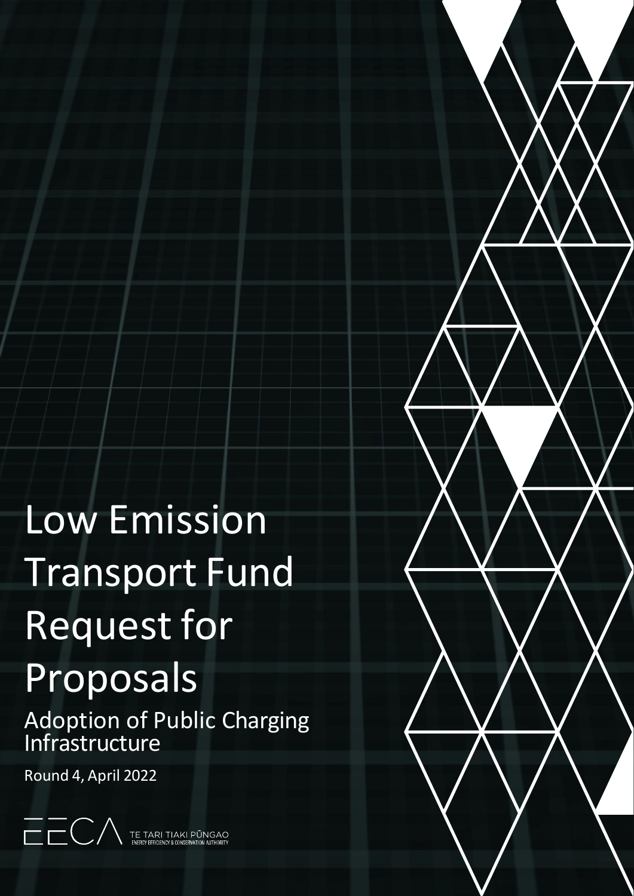# Low Emission Transport Fund Request for Proposals

## Adoption of Public Charging Infrastructure

Round 4, April 2022

EECA TE TARI TIAKI PŪNGAO ENERGY EFFICIENCY & CONSERVATION AUTHORITY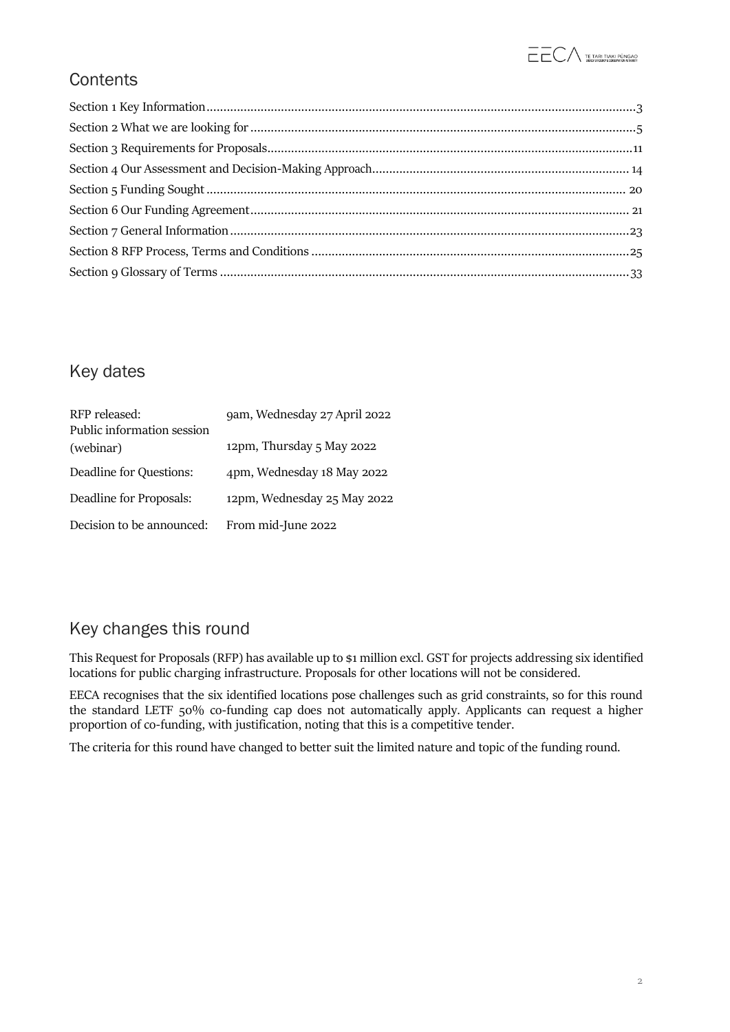## Contents

Section 1 Key Information ........ 3
Section 2 What we are looking for ........ 5
Section 3 Requirements for Proposals ........ 11
Section 4 Our Assessment and Decision-Making Approach ........ 14
Section 5 Funding Sought ........ 20
Section 6 Our Funding Agreement ........ 21
Section 7 General Information ........ 23
Section 8 RFP Process, Terms and Conditions ........ 25
Section 9 Glossary of Terms ........ 33

## Key dates

| | |
|---|---|
| RFP released: | 9am, Wednesday 27 April 2022 |
| Public information session (webinar) | 12pm, Thursday 5 May 2022 |
| Deadline for Questions: | 4pm, Wednesday 18 May 2022 |
| Deadline for Proposals: | 12pm, Wednesday 25 May 2022 |
| Decision to be announced: | From mid-June 2022 |

## Key changes this round

This Request for Proposals (RFP) has available up to $1 million excl. GST for projects addressing six identified locations for public charging infrastructure. Proposals for other locations will not be considered.

EECA recognises that the six identified locations pose challenges such as grid constraints, so for this round the standard LETF 50% co-funding cap does not automatically apply. Applicants can request a higher proportion of co-funding, with justification, noting that this is a competitive tender.

The criteria for this round have changed to better suit the limited nature and topic of the funding round.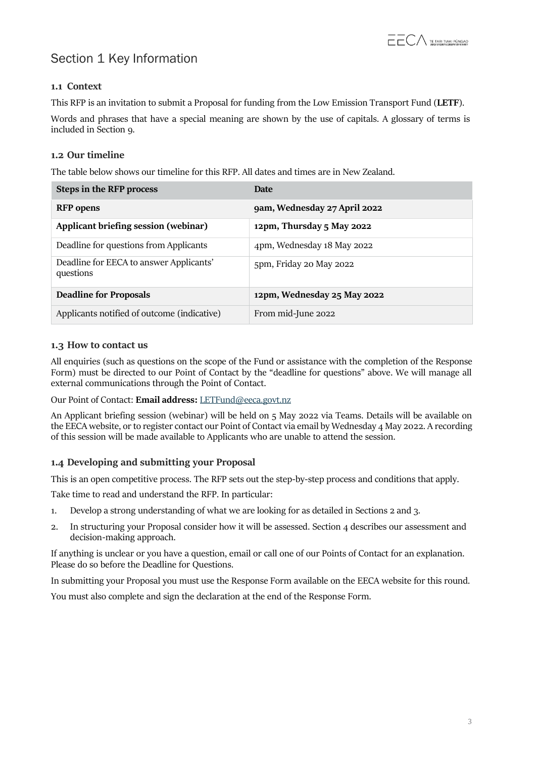# Section 1 Key Information

### 1.1 Context

This RFP is an invitation to submit a Proposal for funding from the Low Emission Transport Fund (**LETF**).

Words and phrases that have a special meaning are shown by the use of capitals. A glossary of terms is included in Section 9.

### 1.2 Our timeline

The table below shows our timeline for this RFP. All dates and times are in New Zealand.

| Steps in the RFP process | Date |
|---|---|
| **RFP opens** | **9am, Wednesday 27 April 2022** |
| **Applicant briefing session (webinar)** | **12pm, Thursday 5 May 2022** |
| Deadline for questions from Applicants | 4pm, Wednesday 18 May 2022 |
| Deadline for EECA to answer Applicants' questions | 5pm, Friday 20 May 2022 |
| **Deadline for Proposals** | **12pm, Wednesday 25 May 2022** |
| Applicants notified of outcome (indicative) | From mid-June 2022 |

### 1.3 How to contact us

All enquiries (such as questions on the scope of the Fund or assistance with the completion of the Response Form) must be directed to our Point of Contact by the "deadline for questions" above. We will manage all external communications through the Point of Contact.

Our Point of Contact: **Email address:** LETFund@eeca.govt.nz

An Applicant briefing session (webinar) will be held on 5 May 2022 via Teams. Details will be available on the EECA website, or to register contact our Point of Contact via email by Wednesday 4 May 2022. A recording of this session will be made available to Applicants who are unable to attend the session.

### 1.4 Developing and submitting your Proposal

This is an open competitive process. The RFP sets out the step-by-step process and conditions that apply.

Take time to read and understand the RFP. In particular:

1. Develop a strong understanding of what we are looking for as detailed in Sections 2 and 3.
2. In structuring your Proposal consider how it will be assessed. Section 4 describes our assessment and decision-making approach.

If anything is unclear or you have a question, email or call one of our Points of Contact for an explanation. Please do so before the Deadline for Questions.

In submitting your Proposal you must use the Response Form available on the EECA website for this round.

You must also complete and sign the declaration at the end of the Response Form.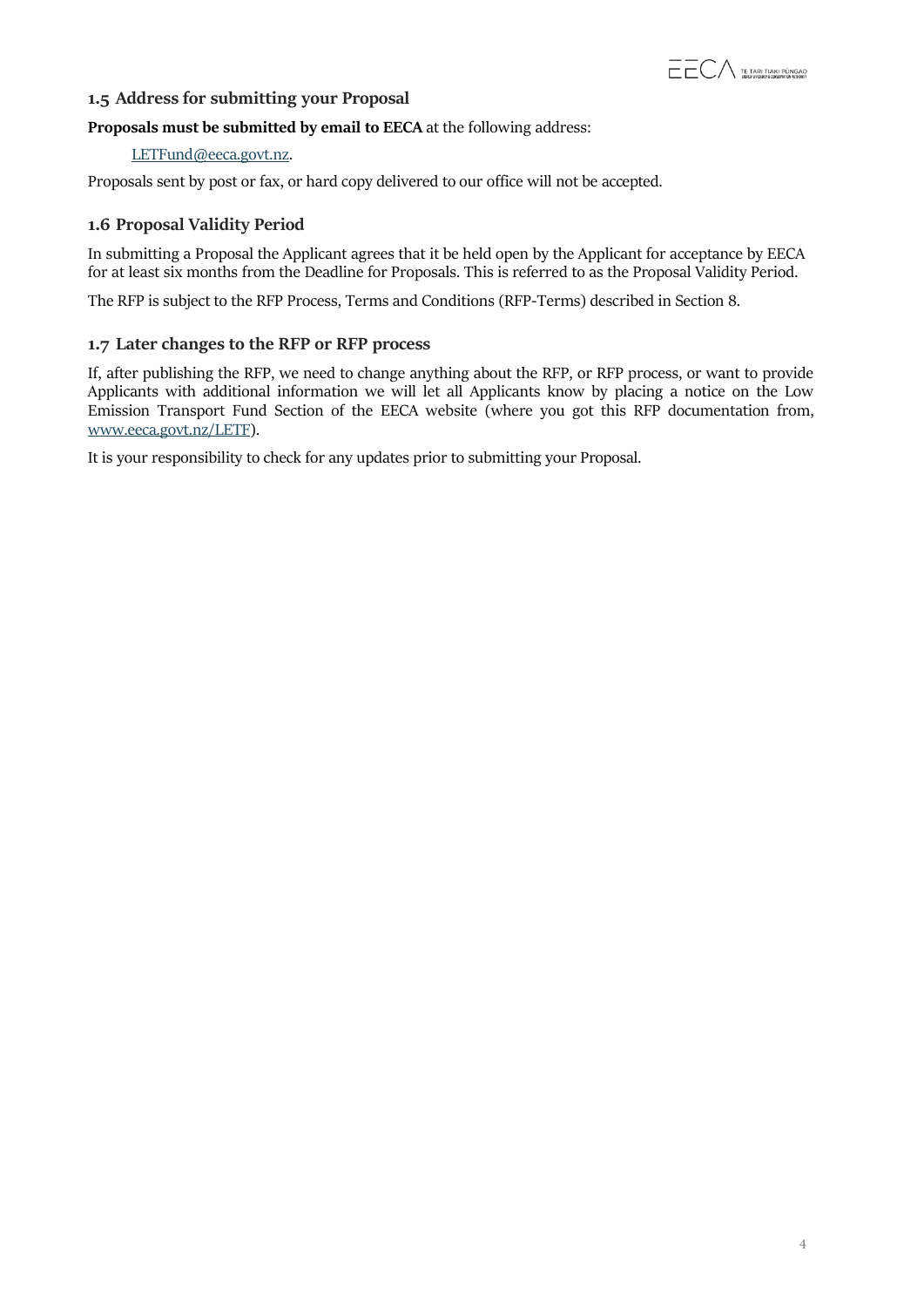### 1.5 Address for submitting your Proposal

**Proposals must be submitted by email to EECA** at the following address:

LETFund@eeca.govt.nz.

Proposals sent by post or fax, or hard copy delivered to our office will not be accepted.

### 1.6 Proposal Validity Period

In submitting a Proposal the Applicant agrees that it be held open by the Applicant for acceptance by EECA for at least six months from the Deadline for Proposals. This is referred to as the Proposal Validity Period.

The RFP is subject to the RFP Process, Terms and Conditions (RFP-Terms) described in Section 8.

### 1.7 Later changes to the RFP or RFP process

If, after publishing the RFP, we need to change anything about the RFP, or RFP process, or want to provide Applicants with additional information we will let all Applicants know by placing a notice on the Low Emission Transport Fund Section of the EECA website (where you got this RFP documentation from, www.eeca.govt.nz/LETF).

It is your responsibility to check for any updates prior to submitting your Proposal.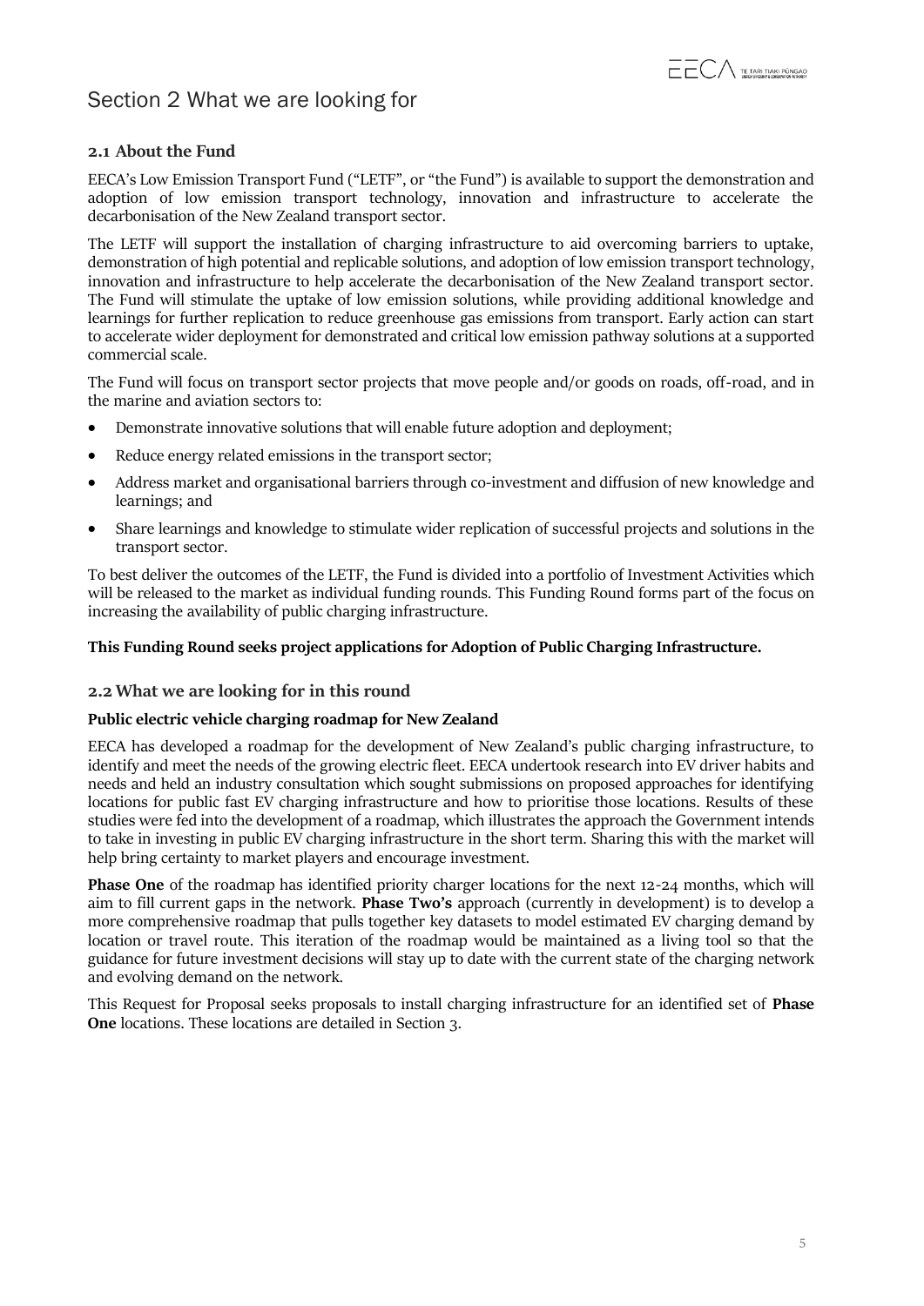# Section 2 What we are looking for

## 2.1 About the Fund

EECA's Low Emission Transport Fund ("LETF", or "the Fund") is available to support the demonstration and adoption of low emission transport technology, innovation and infrastructure to accelerate the decarbonisation of the New Zealand transport sector.

The LETF will support the installation of charging infrastructure to aid overcoming barriers to uptake, demonstration of high potential and replicable solutions, and adoption of low emission transport technology, innovation and infrastructure to help accelerate the decarbonisation of the New Zealand transport sector. The Fund will stimulate the uptake of low emission solutions, while providing additional knowledge and learnings for further replication to reduce greenhouse gas emissions from transport. Early action can start to accelerate wider deployment for demonstrated and critical low emission pathway solutions at a supported commercial scale.

The Fund will focus on transport sector projects that move people and/or goods on roads, off-road, and in the marine and aviation sectors to:

- Demonstrate innovative solutions that will enable future adoption and deployment;
- Reduce energy related emissions in the transport sector;
- Address market and organisational barriers through co-investment and diffusion of new knowledge and learnings; and
- Share learnings and knowledge to stimulate wider replication of successful projects and solutions in the transport sector.

To best deliver the outcomes of the LETF, the Fund is divided into a portfolio of Investment Activities which will be released to the market as individual funding rounds. This Funding Round forms part of the focus on increasing the availability of public charging infrastructure.

**This Funding Round seeks project applications for Adoption of Public Charging Infrastructure.**

## 2.2 What we are looking for in this round

**Public electric vehicle charging roadmap for New Zealand**

EECA has developed a roadmap for the development of New Zealand's public charging infrastructure, to identify and meet the needs of the growing electric fleet. EECA undertook research into EV driver habits and needs and held an industry consultation which sought submissions on proposed approaches for identifying locations for public fast EV charging infrastructure and how to prioritise those locations. Results of these studies were fed into the development of a roadmap, which illustrates the approach the Government intends to take in investing in public EV charging infrastructure in the short term. Sharing this with the market will help bring certainty to market players and encourage investment.

**Phase One** of the roadmap has identified priority charger locations for the next 12-24 months, which will aim to fill current gaps in the network. **Phase Two's** approach (currently in development) is to develop a more comprehensive roadmap that pulls together key datasets to model estimated EV charging demand by location or travel route. This iteration of the roadmap would be maintained as a living tool so that the guidance for future investment decisions will stay up to date with the current state of the charging network and evolving demand on the network.

This Request for Proposal seeks proposals to install charging infrastructure for an identified set of **Phase One** locations. These locations are detailed in Section 3.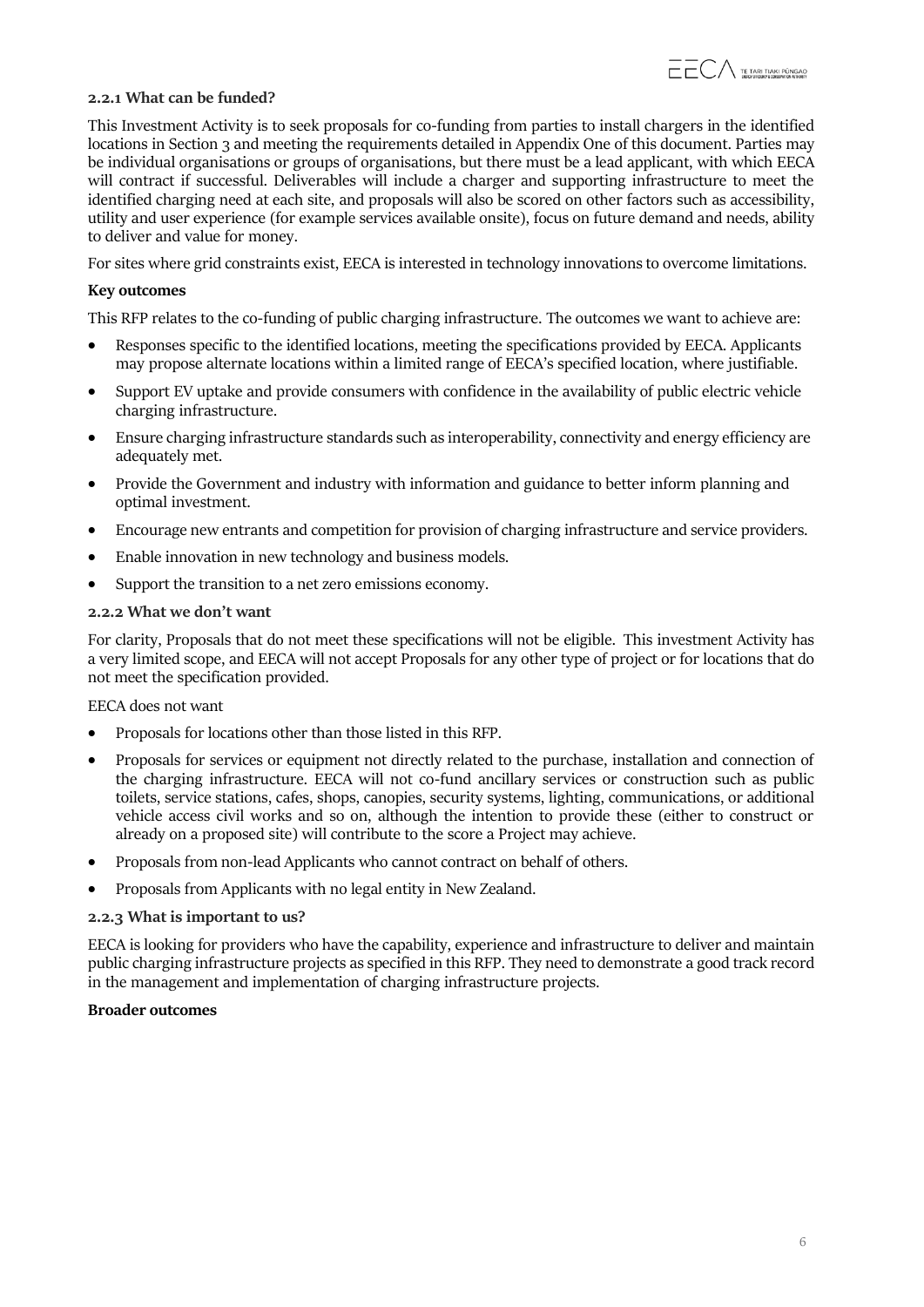#### 2.2.1 What can be funded?

This Investment Activity is to seek proposals for co-funding from parties to install chargers in the identified locations in Section 3 and meeting the requirements detailed in Appendix One of this document. Parties may be individual organisations or groups of organisations, but there must be a lead applicant, with which EECA will contract if successful. Deliverables will include a charger and supporting infrastructure to meet the identified charging need at each site, and proposals will also be scored on other factors such as accessibility, utility and user experience (for example services available onsite), focus on future demand and needs, ability to deliver and value for money.

For sites where grid constraints exist, EECA is interested in technology innovations to overcome limitations.

**Key outcomes**

This RFP relates to the co-funding of public charging infrastructure. The outcomes we want to achieve are:

- Responses specific to the identified locations, meeting the specifications provided by EECA. Applicants may propose alternate locations within a limited range of EECA's specified location, where justifiable.
- Support EV uptake and provide consumers with confidence in the availability of public electric vehicle charging infrastructure.
- Ensure charging infrastructure standards such as interoperability, connectivity and energy efficiency are adequately met.
- Provide the Government and industry with information and guidance to better inform planning and optimal investment.
- Encourage new entrants and competition for provision of charging infrastructure and service providers.
- Enable innovation in new technology and business models.
- Support the transition to a net zero emissions economy.

#### 2.2.2 What we don't want

For clarity, Proposals that do not meet these specifications will not be eligible. This investment Activity has a very limited scope, and EECA will not accept Proposals for any other type of project or for locations that do not meet the specification provided.

EECA does not want

- Proposals for locations other than those listed in this RFP.
- Proposals for services or equipment not directly related to the purchase, installation and connection of the charging infrastructure. EECA will not co-fund ancillary services or construction such as public toilets, service stations, cafes, shops, canopies, security systems, lighting, communications, or additional vehicle access civil works and so on, although the intention to provide these (either to construct or already on a proposed site) will contribute to the score a Project may achieve.
- Proposals from non-lead Applicants who cannot contract on behalf of others.
- Proposals from Applicants with no legal entity in New Zealand.

#### 2.2.3 What is important to us?

EECA is looking for providers who have the capability, experience and infrastructure to deliver and maintain public charging infrastructure projects as specified in this RFP. They need to demonstrate a good track record in the management and implementation of charging infrastructure projects.

**Broader outcomes**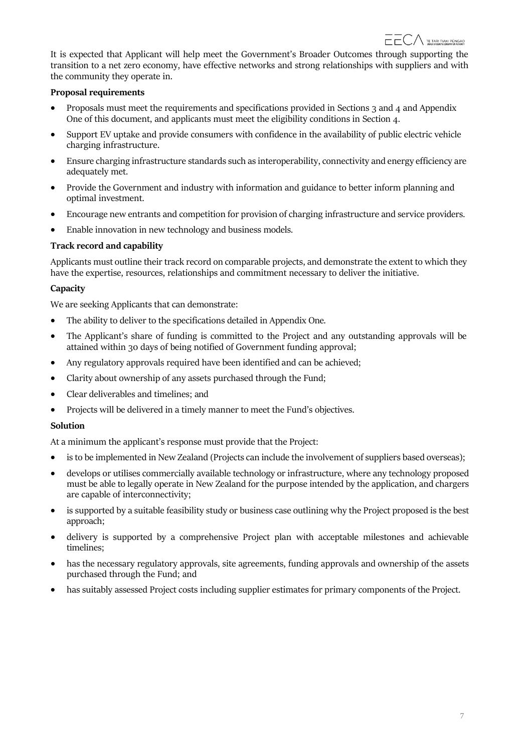It is expected that Applicant will help meet the Government's Broader Outcomes through supporting the transition to a net zero economy, have effective networks and strong relationships with suppliers and with the community they operate in.

**Proposal requirements**

- Proposals must meet the requirements and specifications provided in Sections 3 and 4 and Appendix One of this document, and applicants must meet the eligibility conditions in Section 4.
- Support EV uptake and provide consumers with confidence in the availability of public electric vehicle charging infrastructure.
- Ensure charging infrastructure standards such as interoperability, connectivity and energy efficiency are adequately met.
- Provide the Government and industry with information and guidance to better inform planning and optimal investment.
- Encourage new entrants and competition for provision of charging infrastructure and service providers.
- Enable innovation in new technology and business models.

**Track record and capability**

Applicants must outline their track record on comparable projects, and demonstrate the extent to which they have the expertise, resources, relationships and commitment necessary to deliver the initiative.

**Capacity**

We are seeking Applicants that can demonstrate:

- The ability to deliver to the specifications detailed in Appendix One.
- The Applicant's share of funding is committed to the Project and any outstanding approvals will be attained within 30 days of being notified of Government funding approval;
- Any regulatory approvals required have been identified and can be achieved;
- Clarity about ownership of any assets purchased through the Fund;
- Clear deliverables and timelines; and
- Projects will be delivered in a timely manner to meet the Fund's objectives.

**Solution**

At a minimum the applicant's response must provide that the Project:

- is to be implemented in New Zealand (Projects can include the involvement of suppliers based overseas);
- develops or utilises commercially available technology or infrastructure, where any technology proposed must be able to legally operate in New Zealand for the purpose intended by the application, and chargers are capable of interconnectivity;
- is supported by a suitable feasibility study or business case outlining why the Project proposed is the best approach;
- delivery is supported by a comprehensive Project plan with acceptable milestones and achievable timelines;
- has the necessary regulatory approvals, site agreements, funding approvals and ownership of the assets purchased through the Fund; and
- has suitably assessed Project costs including supplier estimates for primary components of the Project.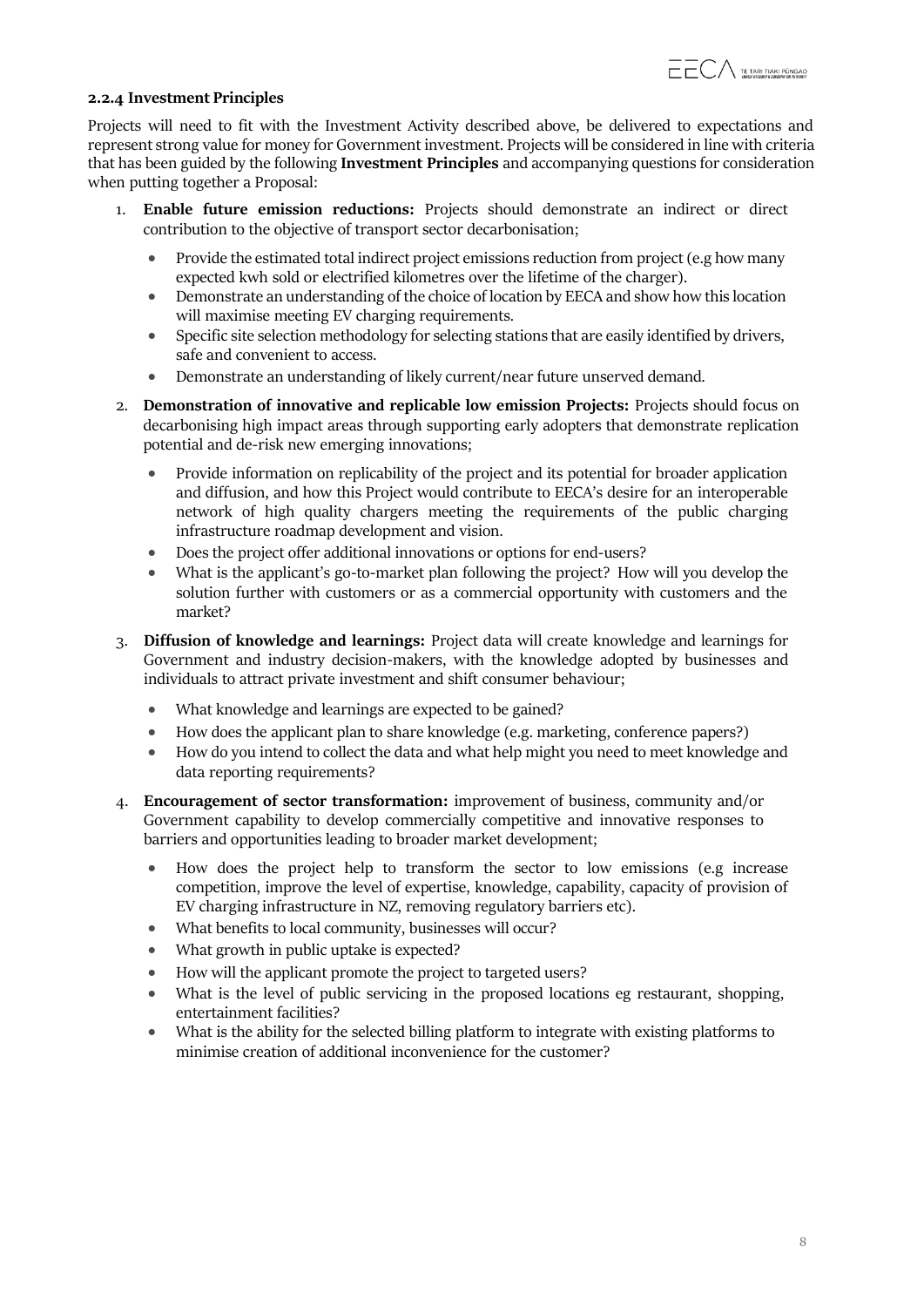#### 2.2.4 Investment Principles

Projects will need to fit with the Investment Activity described above, be delivered to expectations and represent strong value for money for Government investment. Projects will be considered in line with criteria that has been guided by the following **Investment Principles** and accompanying questions for consideration when putting together a Proposal:

1. **Enable future emission reductions:** Projects should demonstrate an indirect or direct contribution to the objective of transport sector decarbonisation;
    - Provide the estimated total indirect project emissions reduction from project (e.g how many expected kwh sold or electrified kilometres over the lifetime of the charger).
    - Demonstrate an understanding of the choice of location by EECA and show how this location will maximise meeting EV charging requirements.
    - Specific site selection methodology for selecting stations that are easily identified by drivers, safe and convenient to access.
    - Demonstrate an understanding of likely current/near future unserved demand.
2. **Demonstration of innovative and replicable low emission Projects:** Projects should focus on decarbonising high impact areas through supporting early adopters that demonstrate replication potential and de-risk new emerging innovations;
    - Provide information on replicability of the project and its potential for broader application and diffusion, and how this Project would contribute to EECA's desire for an interoperable network of high quality chargers meeting the requirements of the public charging infrastructure roadmap development and vision.
    - Does the project offer additional innovations or options for end-users?
    - What is the applicant's go-to-market plan following the project? How will you develop the solution further with customers or as a commercial opportunity with customers and the market?
3. **Diffusion of knowledge and learnings:** Project data will create knowledge and learnings for Government and industry decision-makers, with the knowledge adopted by businesses and individuals to attract private investment and shift consumer behaviour;
    - What knowledge and learnings are expected to be gained?
    - How does the applicant plan to share knowledge (e.g. marketing, conference papers?)
    - How do you intend to collect the data and what help might you need to meet knowledge and data reporting requirements?
4. **Encouragement of sector transformation:** improvement of business, community and/or Government capability to develop commercially competitive and innovative responses to barriers and opportunities leading to broader market development;
    - How does the project help to transform the sector to low emissions (e.g increase competition, improve the level of expertise, knowledge, capability, capacity of provision of EV charging infrastructure in NZ, removing regulatory barriers etc).
    - What benefits to local community, businesses will occur?
    - What growth in public uptake is expected?
    - How will the applicant promote the project to targeted users?
    - What is the level of public servicing in the proposed locations eg restaurant, shopping, entertainment facilities?
    - What is the ability for the selected billing platform to integrate with existing platforms to minimise creation of additional inconvenience for the customer?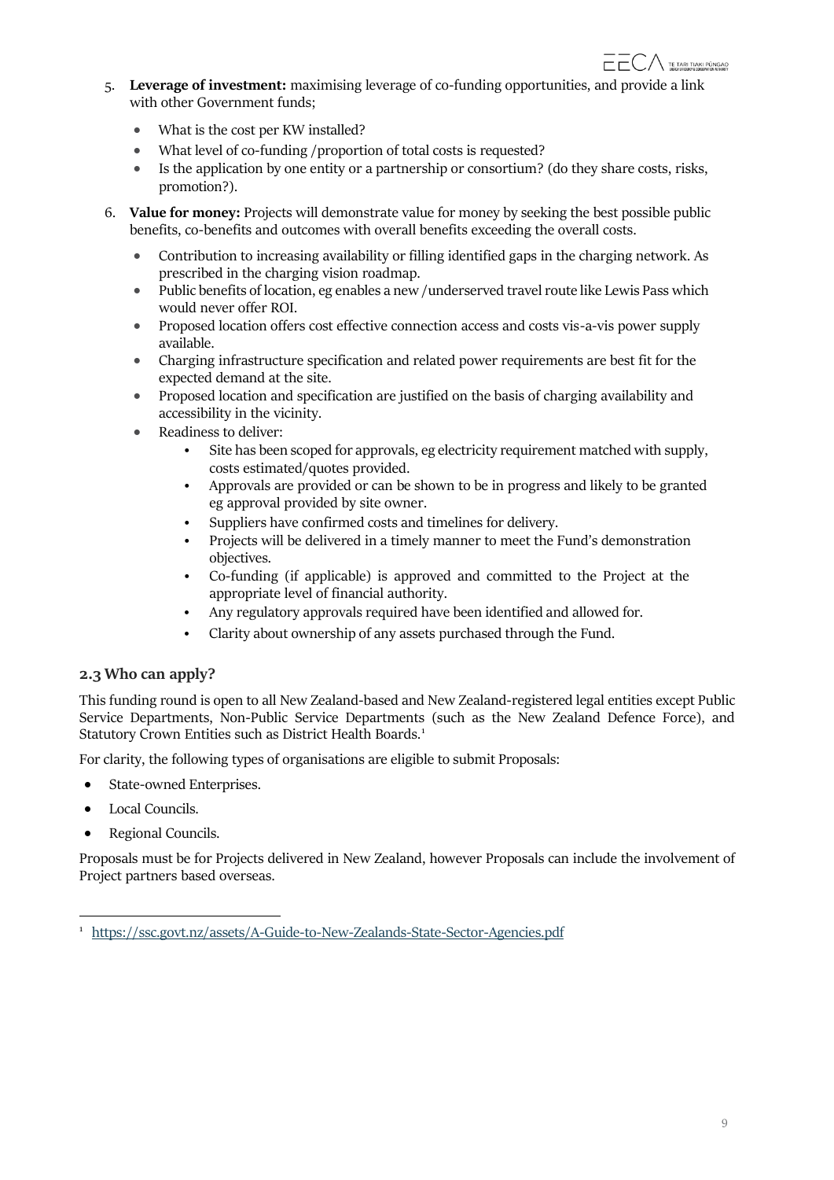5. **Leverage of investment:** maximising leverage of co-funding opportunities, and provide a link with other Government funds;
    - What is the cost per KW installed?
    - What level of co-funding /proportion of total costs is requested?
    - Is the application by one entity or a partnership or consortium? (do they share costs, risks, promotion?).
6. **Value for money:** Projects will demonstrate value for money by seeking the best possible public benefits, co-benefits and outcomes with overall benefits exceeding the overall costs.
    - Contribution to increasing availability or filling identified gaps in the charging network. As prescribed in the charging vision roadmap.
    - Public benefits of location, eg enables a new /underserved travel route like Lewis Pass which would never offer ROI.
    - Proposed location offers cost effective connection access and costs vis-a-vis power supply available.
    - Charging infrastructure specification and related power requirements are best fit for the expected demand at the site.
    - Proposed location and specification are justified on the basis of charging availability and accessibility in the vicinity.
    - Readiness to deliver:
        - Site has been scoped for approvals, eg electricity requirement matched with supply, costs estimated/quotes provided.
        - Approvals are provided or can be shown to be in progress and likely to be granted eg approval provided by site owner.
        - Suppliers have confirmed costs and timelines for delivery.
        - Projects will be delivered in a timely manner to meet the Fund's demonstration objectives.
        - Co-funding (if applicable) is approved and committed to the Project at the appropriate level of financial authority.
        - Any regulatory approvals required have been identified and allowed for.
        - Clarity about ownership of any assets purchased through the Fund.

### 2.3 Who can apply?

This funding round is open to all New Zealand-based and New Zealand-registered legal entities except Public Service Departments, Non-Public Service Departments (such as the New Zealand Defence Force), and Statutory Crown Entities such as District Health Boards.[1]

For clarity, the following types of organisations are eligible to submit Proposals:

- State-owned Enterprises.
- Local Councils.
- Regional Councils.

Proposals must be for Projects delivered in New Zealand, however Proposals can include the involvement of Project partners based overseas.

[1] https://ssc.govt.nz/assets/A-Guide-to-New-Zealands-State-Sector-Agencies.pdf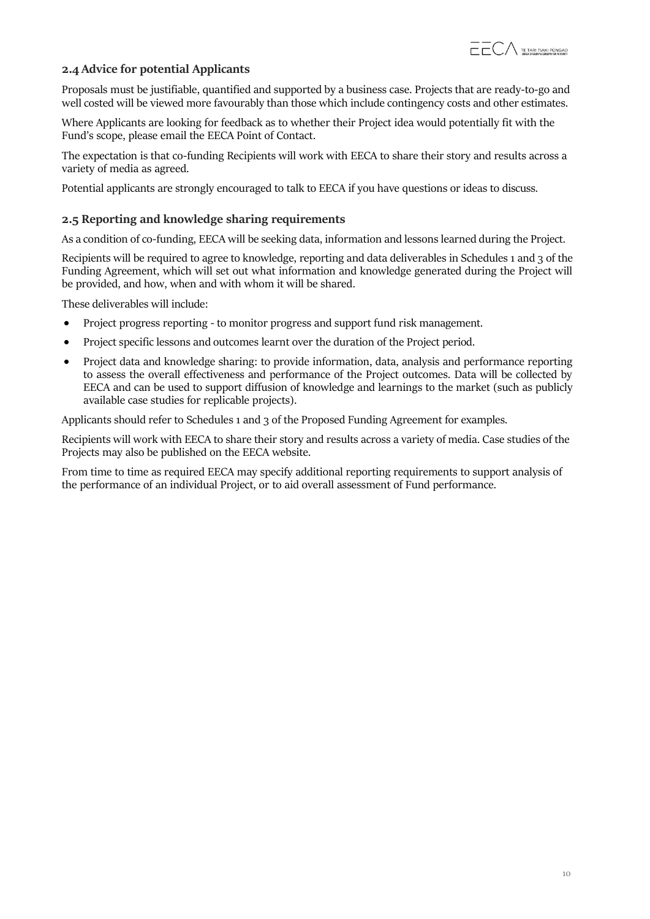## 2.4 Advice for potential Applicants

Proposals must be justifiable, quantified and supported by a business case. Projects that are ready-to-go and well costed will be viewed more favourably than those which include contingency costs and other estimates.

Where Applicants are looking for feedback as to whether their Project idea would potentially fit with the Fund's scope, please email the EECA Point of Contact.

The expectation is that co-funding Recipients will work with EECA to share their story and results across a variety of media as agreed.

Potential applicants are strongly encouraged to talk to EECA if you have questions or ideas to discuss.

## 2.5 Reporting and knowledge sharing requirements

As a condition of co-funding, EECA will be seeking data, information and lessons learned during the Project.

Recipients will be required to agree to knowledge, reporting and data deliverables in Schedules 1 and 3 of the Funding Agreement, which will set out what information and knowledge generated during the Project will be provided, and how, when and with whom it will be shared.

These deliverables will include:

- Project progress reporting - to monitor progress and support fund risk management.
- Project specific lessons and outcomes learnt over the duration of the Project period.
- Project data and knowledge sharing: to provide information, data, analysis and performance reporting to assess the overall effectiveness and performance of the Project outcomes. Data will be collected by EECA and can be used to support diffusion of knowledge and learnings to the market (such as publicly available case studies for replicable projects).

Applicants should refer to Schedules 1 and 3 of the Proposed Funding Agreement for examples.

Recipients will work with EECA to share their story and results across a variety of media. Case studies of the Projects may also be published on the EECA website.

From time to time as required EECA may specify additional reporting requirements to support analysis of the performance of an individual Project, or to aid overall assessment of Fund performance.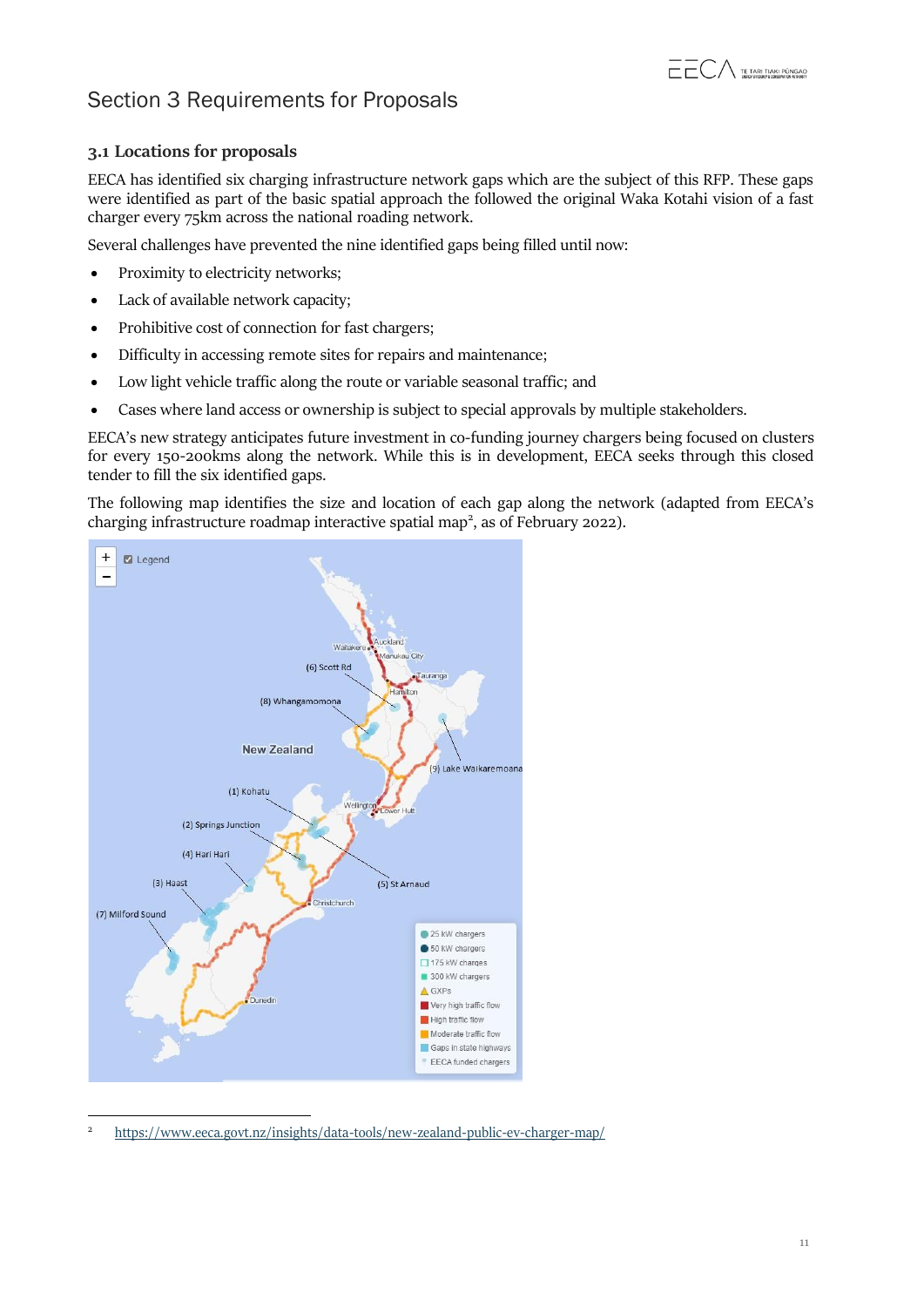# Section 3 Requirements for Proposals

## 3.1 Locations for proposals

EECA has identified six charging infrastructure network gaps which are the subject of this RFP. These gaps were identified as part of the basic spatial approach the followed the original Waka Kotahi vision of a fast charger every 75km across the national roading network.

Several challenges have prevented the nine identified gaps being filled until now:

- Proximity to electricity networks;
- Lack of available network capacity;
- Prohibitive cost of connection for fast chargers;
- Difficulty in accessing remote sites for repairs and maintenance;
- Low light vehicle traffic along the route or variable seasonal traffic; and
- Cases where land access or ownership is subject to special approvals by multiple stakeholders.

EECA's new strategy anticipates future investment in co-funding journey chargers being focused on clusters for every 150-200kms along the network. While this is in development, EECA seeks through this closed tender to fill the six identified gaps.

The following map identifies the size and location of each gap along the network (adapted from EECA's charging infrastructure roadmap interactive spatial map[2], as of February 2022).

---

[2] https://www.eeca.govt.nz/insights/data-tools/new-zealand-public-ev-charger-map/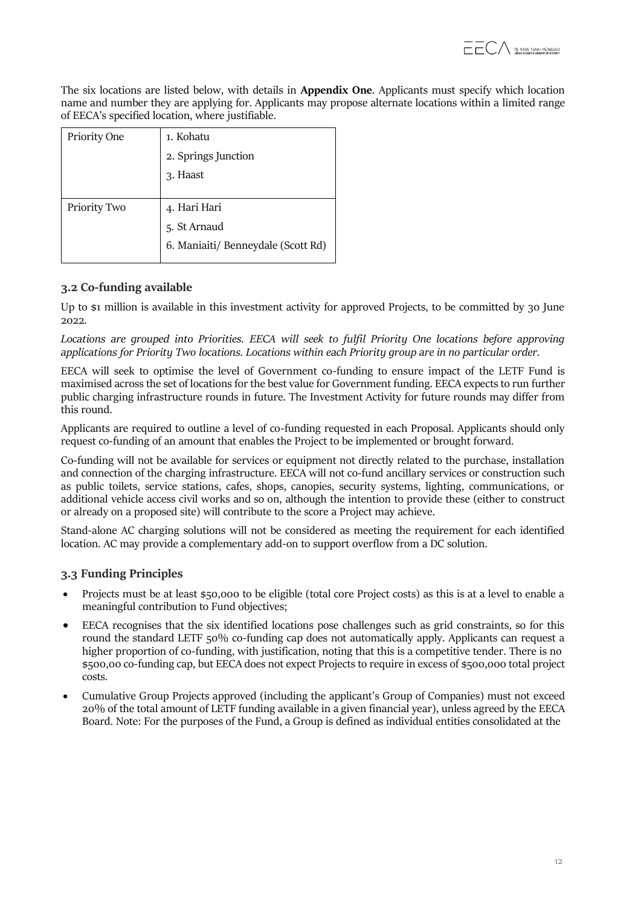The six locations are listed below, with details in **Appendix One**. Applicants must specify which location name and number they are applying for. Applicants may propose alternate locations within a limited range of EECA's specified location, where justifiable.

| | |
|---|---|
| Priority One | 1. Kohatu<br>2. Springs Junction<br>3. Haast |
| Priority Two | 4. Hari Hari<br>5. St Arnaud<br>6. Maniaiti/ Benneydale (Scott Rd) |

### 3.2 Co-funding available

Up to $1 million is available in this investment activity for approved Projects, to be committed by 30 June 2022.

*Locations are grouped into Priorities. EECA will seek to fulfil Priority One locations before approving applications for Priority Two locations. Locations within each Priority group are in no particular order.*

EECA will seek to optimise the level of Government co-funding to ensure impact of the LETF Fund is maximised across the set of locations for the best value for Government funding. EECA expects to run further public charging infrastructure rounds in future. The Investment Activity for future rounds may differ from this round.

Applicants are required to outline a level of co-funding requested in each Proposal. Applicants should only request co-funding of an amount that enables the Project to be implemented or brought forward.

Co-funding will not be available for services or equipment not directly related to the purchase, installation and connection of the charging infrastructure. EECA will not co-fund ancillary services or construction such as public toilets, service stations, cafes, shops, canopies, security systems, lighting, communications, or additional vehicle access civil works and so on, although the intention to provide these (either to construct or already on a proposed site) will contribute to the score a Project may achieve.

Stand-alone AC charging solutions will not be considered as meeting the requirement for each identified location. AC may provide a complementary add-on to support overflow from a DC solution.

### 3.3 Funding Principles

- Projects must be at least $50,000 to be eligible (total core Project costs) as this is at a level to enable a meaningful contribution to Fund objectives;
- EECA recognises that the six identified locations pose challenges such as grid constraints, so for this round the standard LETF 50% co-funding cap does not automatically apply. Applicants can request a higher proportion of co-funding, with justification, noting that this is a competitive tender. There is no $500,00 co-funding cap, but EECA does not expect Projects to require in excess of $500,000 total project costs.
- Cumulative Group Projects approved (including the applicant's Group of Companies) must not exceed 20% of the total amount of LETF funding available in a given financial year), unless agreed by the EECA Board. Note: For the purposes of the Fund, a Group is defined as individual entities consolidated at the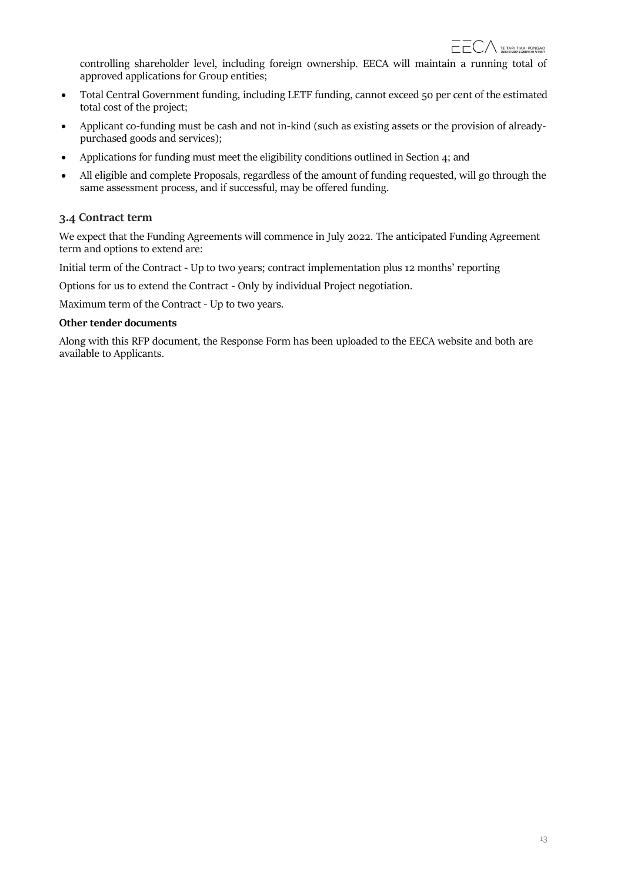controlling shareholder level, including foreign ownership. EECA will maintain a running total of approved applications for Group entities;

- Total Central Government funding, including LETF funding, cannot exceed 50 per cent of the estimated total cost of the project;
- Applicant co-funding must be cash and not in-kind (such as existing assets or the provision of already-purchased goods and services);
- Applications for funding must meet the eligibility conditions outlined in Section 4; and
- All eligible and complete Proposals, regardless of the amount of funding requested, will go through the same assessment process, and if successful, may be offered funding.

### 3.4 Contract term

We expect that the Funding Agreements will commence in July 2022. The anticipated Funding Agreement term and options to extend are:

Initial term of the Contract - Up to two years; contract implementation plus 12 months' reporting

Options for us to extend the Contract - Only by individual Project negotiation.

Maximum term of the Contract - Up to two years.

**Other tender documents**

Along with this RFP document, the Response Form has been uploaded to the EECA website and both are available to Applicants.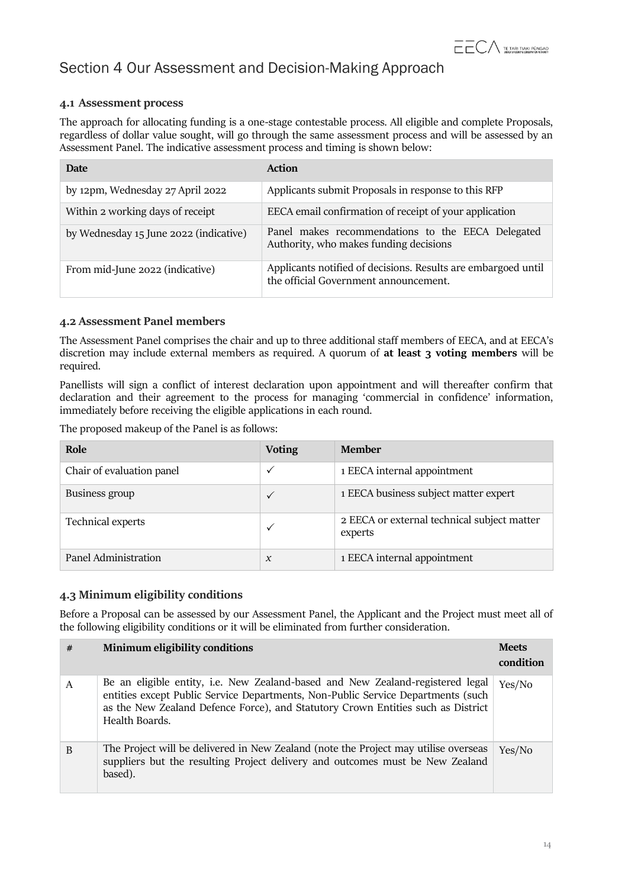# Section 4 Our Assessment and Decision-Making Approach

### 4.1 Assessment process

The approach for allocating funding is a one-stage contestable process. All eligible and complete Proposals, regardless of dollar value sought, will go through the same assessment process and will be assessed by an Assessment Panel. The indicative assessment process and timing is shown below:

| Date | Action |
|---|---|
| by 12pm, Wednesday 27 April 2022 | Applicants submit Proposals in response to this RFP |
| Within 2 working days of receipt | EECA email confirmation of receipt of your application |
| by Wednesday 15 June 2022 (indicative) | Panel makes recommendations to the EECA Delegated Authority, who makes funding decisions |
| From mid-June 2022 (indicative) | Applicants notified of decisions. Results are embargoed until the official Government announcement. |

### 4.2 Assessment Panel members

The Assessment Panel comprises the chair and up to three additional staff members of EECA, and at EECA's discretion may include external members as required. A quorum of **at least 3 voting members** will be required.

Panellists will sign a conflict of interest declaration upon appointment and will thereafter confirm that declaration and their agreement to the process for managing 'commercial in confidence' information, immediately before receiving the eligible applications in each round.

The proposed makeup of the Panel is as follows:

| Role | Voting | Member |
|---|---|---|
| Chair of evaluation panel | ✓ | 1 EECA internal appointment |
| Business group | ✓ | 1 EECA business subject matter expert |
| Technical experts | ✓ | 2 EECA or external technical subject matter experts |
| Panel Administration | x | 1 EECA internal appointment |

### 4.3 Minimum eligibility conditions

Before a Proposal can be assessed by our Assessment Panel, the Applicant and the Project must meet all of the following eligibility conditions or it will be eliminated from further consideration.

| # | Minimum eligibility conditions | Meets condition |
|---|---|---|
| A | Be an eligible entity, i.e. New Zealand-based and New Zealand-registered legal entities except Public Service Departments, Non-Public Service Departments (such as the New Zealand Defence Force), and Statutory Crown Entities such as District Health Boards. | Yes/No |
| B | The Project will be delivered in New Zealand (note the Project may utilise overseas suppliers but the resulting Project delivery and outcomes must be New Zealand based). | Yes/No |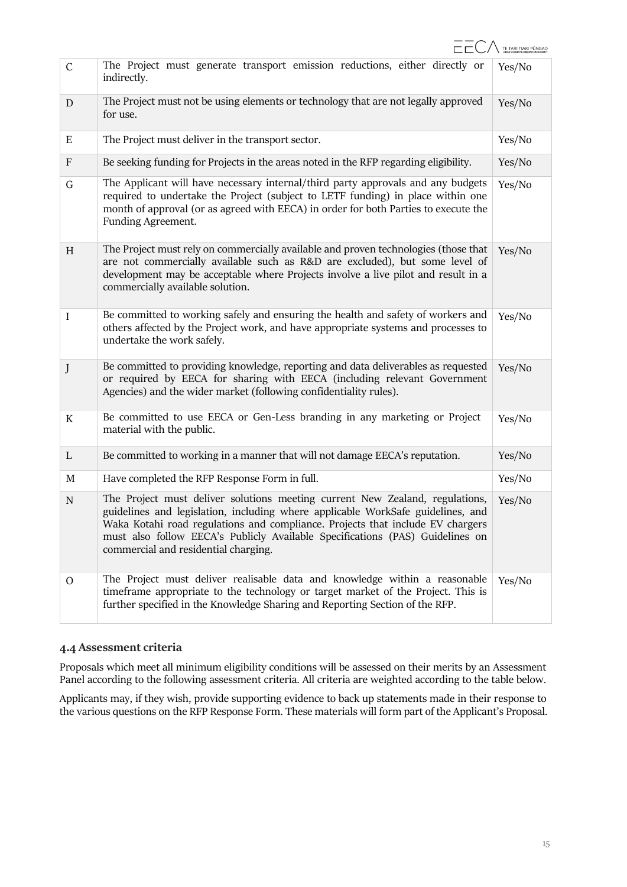| | | |
|---|---|---|
| C | The Project must generate transport emission reductions, either directly or indirectly. | Yes/No |
| D | The Project must not be using elements or technology that are not legally approved for use. | Yes/No |
| E | The Project must deliver in the transport sector. | Yes/No |
| F | Be seeking funding for Projects in the areas noted in the RFP regarding eligibility. | Yes/No |
| G | The Applicant will have necessary internal/third party approvals and any budgets required to undertake the Project (subject to LETF funding) in place within one month of approval (or as agreed with EECA) in order for both Parties to execute the Funding Agreement. | Yes/No |
| H | The Project must rely on commercially available and proven technologies (those that are not commercially available such as R&D are excluded), but some level of development may be acceptable where Projects involve a live pilot and result in a commercially available solution. | Yes/No |
| I | Be committed to working safely and ensuring the health and safety of workers and others affected by the Project work, and have appropriate systems and processes to undertake the work safely. | Yes/No |
| J | Be committed to providing knowledge, reporting and data deliverables as requested or required by EECA for sharing with EECA (including relevant Government Agencies) and the wider market (following confidentiality rules). | Yes/No |
| K | Be committed to use EECA or Gen-Less branding in any marketing or Project material with the public. | Yes/No |
| L | Be committed to working in a manner that will not damage EECA's reputation. | Yes/No |
| M | Have completed the RFP Response Form in full. | Yes/No |
| N | The Project must deliver solutions meeting current New Zealand, regulations, guidelines and legislation, including where applicable WorkSafe guidelines, and Waka Kotahi road regulations and compliance. Projects that include EV chargers must also follow EECA's Publicly Available Specifications (PAS) Guidelines on commercial and residential charging. | Yes/No |
| O | The Project must deliver realisable data and knowledge within a reasonable timeframe appropriate to the technology or target market of the Project. This is further specified in the Knowledge Sharing and Reporting Section of the RFP. | Yes/No |

### 4.4 Assessment criteria

Proposals which meet all minimum eligibility conditions will be assessed on their merits by an Assessment Panel according to the following assessment criteria. All criteria are weighted according to the table below.

Applicants may, if they wish, provide supporting evidence to back up statements made in their response to the various questions on the RFP Response Form. These materials will form part of the Applicant's Proposal.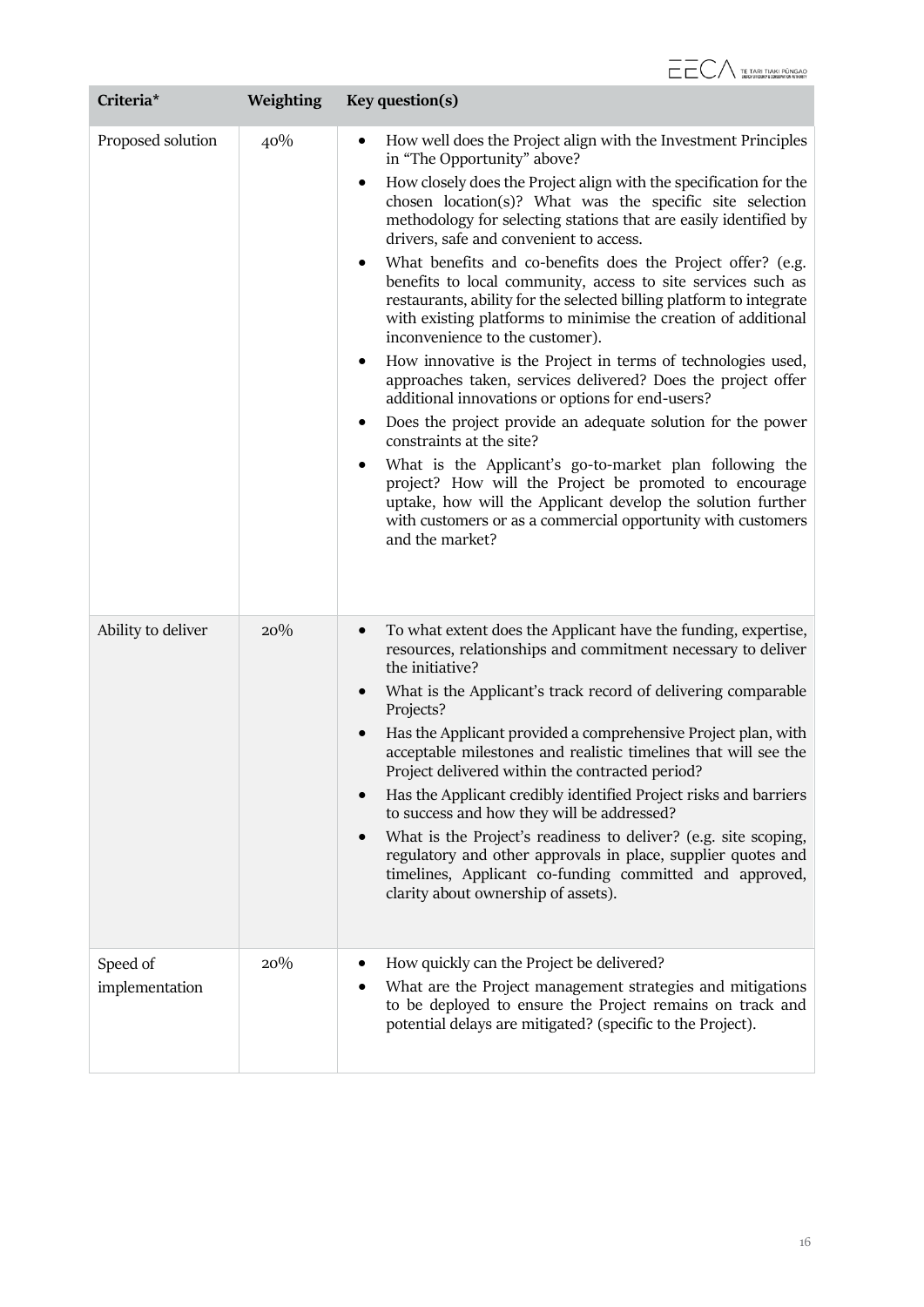| Criteria* | Weighting | Key question(s) |
|---|---|---|
| Proposed solution | 40% | • How well does the Project align with the Investment Principles in "The Opportunity" above?<br>• How closely does the Project align with the specification for the chosen location(s)? What was the specific site selection methodology for selecting stations that are easily identified by drivers, safe and convenient to access.<br>• What benefits and co-benefits does the Project offer? (e.g. benefits to local community, access to site services such as restaurants, ability for the selected billing platform to integrate with existing platforms to minimise the creation of additional inconvenience to the customer).<br>• How innovative is the Project in terms of technologies used, approaches taken, services delivered? Does the project offer additional innovations or options for end-users?<br>• Does the project provide an adequate solution for the power constraints at the site?<br>• What is the Applicant's go-to-market plan following the project? How will the Project be promoted to encourage uptake, how will the Applicant develop the solution further with customers or as a commercial opportunity with customers and the market? |
| Ability to deliver | 20% | • To what extent does the Applicant have the funding, expertise, resources, relationships and commitment necessary to deliver the initiative?<br>• What is the Applicant's track record of delivering comparable Projects?<br>• Has the Applicant provided a comprehensive Project plan, with acceptable milestones and realistic timelines that will see the Project delivered within the contracted period?<br>• Has the Applicant credibly identified Project risks and barriers to success and how they will be addressed?<br>• What is the Project's readiness to deliver? (e.g. site scoping, regulatory and other approvals in place, supplier quotes and timelines, Applicant co-funding committed and approved, clarity about ownership of assets). |
| Speed of implementation | 20% | • How quickly can the Project be delivered?<br>• What are the Project management strategies and mitigations to be deployed to ensure the Project remains on track and potential delays are mitigated? (specific to the Project). |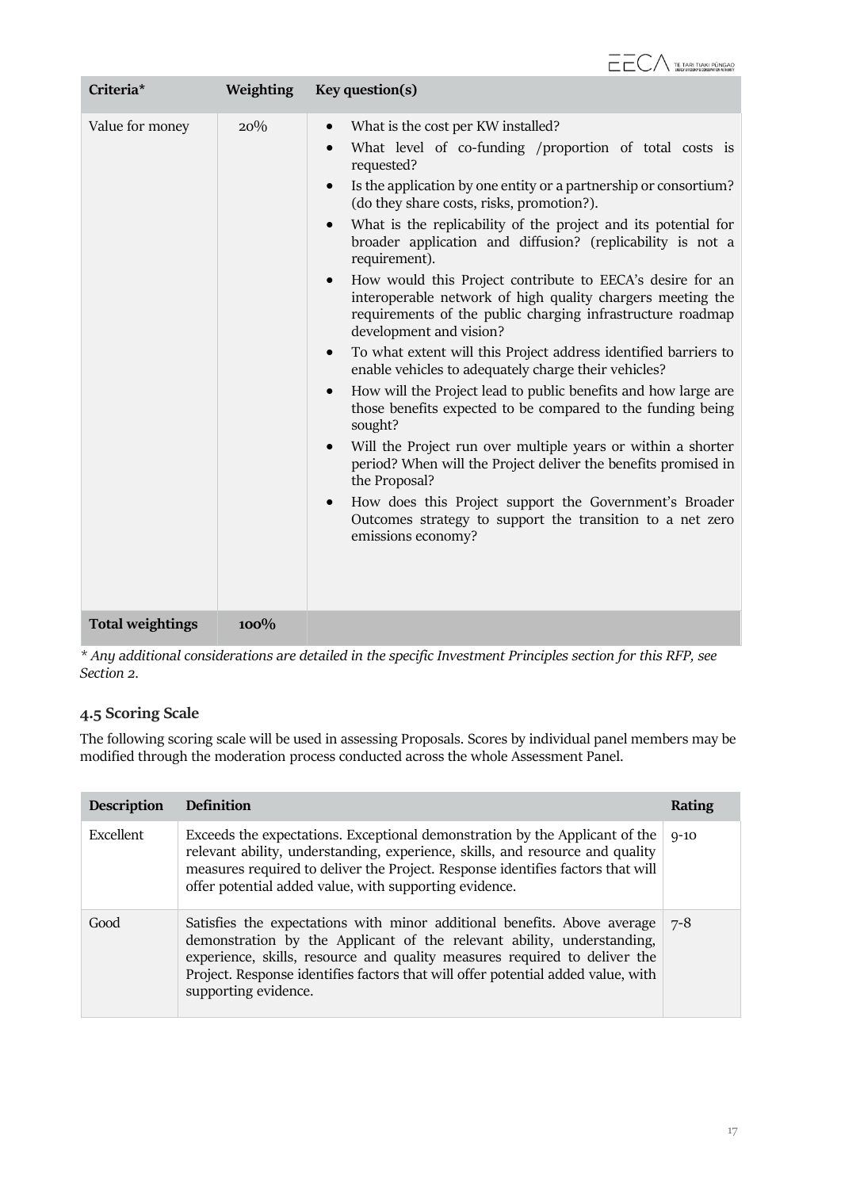| Criteria* | Weighting | Key question(s) |
|---|---|---|
| Value for money | 20% | • What is the cost per KW installed?<br>• What level of co-funding /proportion of total costs is requested?<br>• Is the application by one entity or a partnership or consortium? (do they share costs, risks, promotion?).<br>• What is the replicability of the project and its potential for broader application and diffusion? (replicability is not a requirement).<br>• How would this Project contribute to EECA's desire for an interoperable network of high quality chargers meeting the requirements of the public charging infrastructure roadmap development and vision?<br>• To what extent will this Project address identified barriers to enable vehicles to adequately charge their vehicles?<br>• How will the Project lead to public benefits and how large are those benefits expected to be compared to the funding being sought?<br>• Will the Project run over multiple years or within a shorter period? When will the Project deliver the benefits promised in the Proposal?<br>• How does this Project support the Government's Broader Outcomes strategy to support the transition to a net zero emissions economy? |
| **Total weightings** | **100%** | |

*\* Any additional considerations are detailed in the specific Investment Principles section for this RFP, see Section 2.*

### 4.5 Scoring Scale

The following scoring scale will be used in assessing Proposals. Scores by individual panel members may be modified through the moderation process conducted across the whole Assessment Panel.

| Description | Definition | Rating |
|---|---|---|
| Excellent | Exceeds the expectations. Exceptional demonstration by the Applicant of the relevant ability, understanding, experience, skills, and resource and quality measures required to deliver the Project. Response identifies factors that will offer potential added value, with supporting evidence. | 9-10 |
| Good | Satisfies the expectations with minor additional benefits. Above average demonstration by the Applicant of the relevant ability, understanding, experience, skills, resource and quality measures required to deliver the Project. Response identifies factors that will offer potential added value, with supporting evidence. | 7-8 |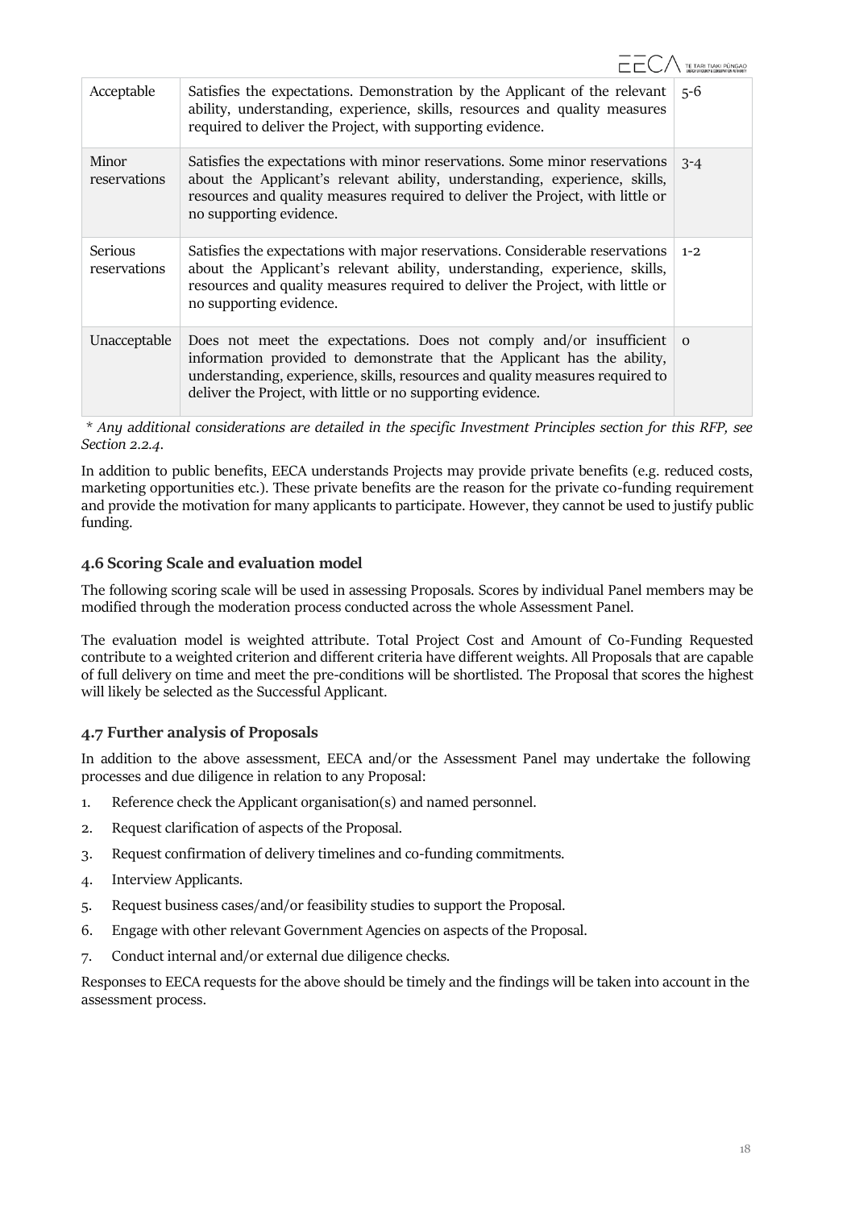| Acceptable | Satisfies the expectations. Demonstration by the Applicant of the relevant ability, understanding, experience, skills, resources and quality measures required to deliver the Project, with supporting evidence. | 5-6 |
|---|---|---|
| Minor reservations | Satisfies the expectations with minor reservations. Some minor reservations about the Applicant's relevant ability, understanding, experience, skills, resources and quality measures required to deliver the Project, with little or no supporting evidence. | 3-4 |
| Serious reservations | Satisfies the expectations with major reservations. Considerable reservations about the Applicant's relevant ability, understanding, experience, skills, resources and quality measures required to deliver the Project, with little or no supporting evidence. | 1-2 |
| Unacceptable | Does not meet the expectations. Does not comply and/or insufficient information provided to demonstrate that the Applicant has the ability, understanding, experience, skills, resources and quality measures required to deliver the Project, with little or no supporting evidence. | 0 |

*\* Any additional considerations are detailed in the specific Investment Principles section for this RFP, see Section 2.2.4.*

In addition to public benefits, EECA understands Projects may provide private benefits (e.g. reduced costs, marketing opportunities etc.). These private benefits are the reason for the private co-funding requirement and provide the motivation for many applicants to participate. However, they cannot be used to justify public funding.

### 4.6 Scoring Scale and evaluation model

The following scoring scale will be used in assessing Proposals. Scores by individual Panel members may be modified through the moderation process conducted across the whole Assessment Panel.

The evaluation model is weighted attribute. Total Project Cost and Amount of Co-Funding Requested contribute to a weighted criterion and different criteria have different weights. All Proposals that are capable of full delivery on time and meet the pre-conditions will be shortlisted. The Proposal that scores the highest will likely be selected as the Successful Applicant.

### 4.7 Further analysis of Proposals

In addition to the above assessment, EECA and/or the Assessment Panel may undertake the following processes and due diligence in relation to any Proposal:

1. Reference check the Applicant organisation(s) and named personnel.
2. Request clarification of aspects of the Proposal.
3. Request confirmation of delivery timelines and co-funding commitments.
4. Interview Applicants.
5. Request business cases/and/or feasibility studies to support the Proposal.
6. Engage with other relevant Government Agencies on aspects of the Proposal.
7. Conduct internal and/or external due diligence checks.

Responses to EECA requests for the above should be timely and the findings will be taken into account in the assessment process.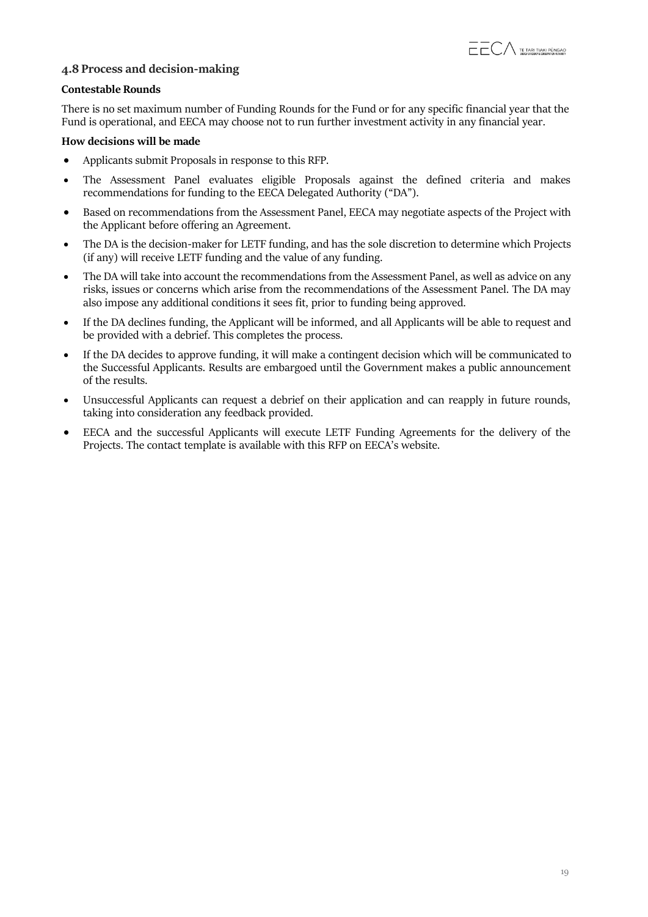## 4.8 Process and decision-making

**Contestable Rounds**

There is no set maximum number of Funding Rounds for the Fund or for any specific financial year that the Fund is operational, and EECA may choose not to run further investment activity in any financial year.

**How decisions will be made**

- Applicants submit Proposals in response to this RFP.
- The Assessment Panel evaluates eligible Proposals against the defined criteria and makes recommendations for funding to the EECA Delegated Authority ("DA").
- Based on recommendations from the Assessment Panel, EECA may negotiate aspects of the Project with the Applicant before offering an Agreement.
- The DA is the decision-maker for LETF funding, and has the sole discretion to determine which Projects (if any) will receive LETF funding and the value of any funding.
- The DA will take into account the recommendations from the Assessment Panel, as well as advice on any risks, issues or concerns which arise from the recommendations of the Assessment Panel. The DA may also impose any additional conditions it sees fit, prior to funding being approved.
- If the DA declines funding, the Applicant will be informed, and all Applicants will be able to request and be provided with a debrief. This completes the process.
- If the DA decides to approve funding, it will make a contingent decision which will be communicated to the Successful Applicants. Results are embargoed until the Government makes a public announcement of the results.
- Unsuccessful Applicants can request a debrief on their application and can reapply in future rounds, taking into consideration any feedback provided.
- EECA and the successful Applicants will execute LETF Funding Agreements for the delivery of the Projects. The contact template is available with this RFP on EECA's website.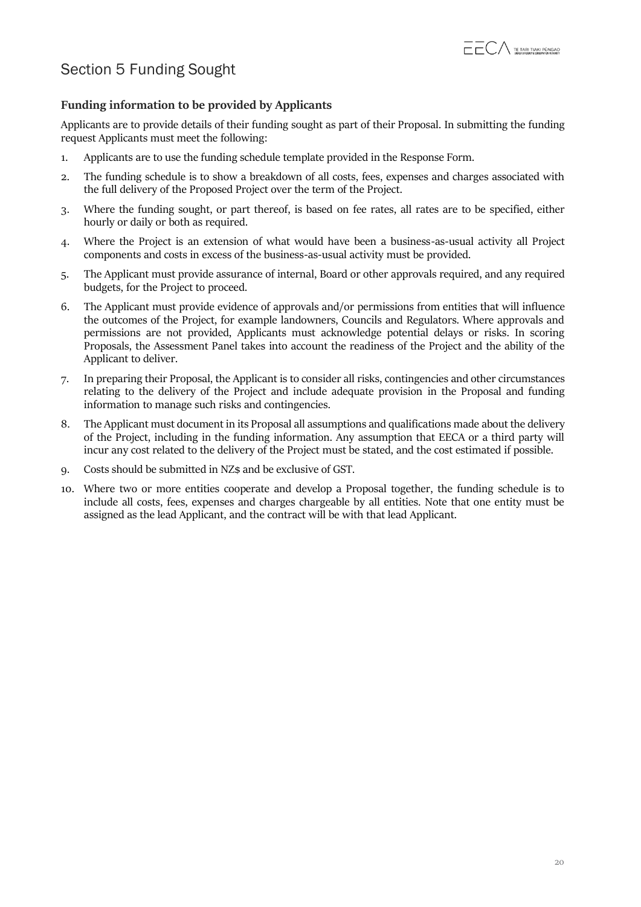# Section 5 Funding Sought

### Funding information to be provided by Applicants

Applicants are to provide details of their funding sought as part of their Proposal. In submitting the funding request Applicants must meet the following:

1. Applicants are to use the funding schedule template provided in the Response Form.
2. The funding schedule is to show a breakdown of all costs, fees, expenses and charges associated with the full delivery of the Proposed Project over the term of the Project.
3. Where the funding sought, or part thereof, is based on fee rates, all rates are to be specified, either hourly or daily or both as required.
4. Where the Project is an extension of what would have been a business-as-usual activity all Project components and costs in excess of the business-as-usual activity must be provided.
5. The Applicant must provide assurance of internal, Board or other approvals required, and any required budgets, for the Project to proceed.
6. The Applicant must provide evidence of approvals and/or permissions from entities that will influence the outcomes of the Project, for example landowners, Councils and Regulators. Where approvals and permissions are not provided, Applicants must acknowledge potential delays or risks. In scoring Proposals, the Assessment Panel takes into account the readiness of the Project and the ability of the Applicant to deliver.
7. In preparing their Proposal, the Applicant is to consider all risks, contingencies and other circumstances relating to the delivery of the Project and include adequate provision in the Proposal and funding information to manage such risks and contingencies.
8. The Applicant must document in its Proposal all assumptions and qualifications made about the delivery of the Project, including in the funding information. Any assumption that EECA or a third party will incur any cost related to the delivery of the Project must be stated, and the cost estimated if possible.
9. Costs should be submitted in NZ$ and be exclusive of GST.
10. Where two or more entities cooperate and develop a Proposal together, the funding schedule is to include all costs, fees, expenses and charges chargeable by all entities. Note that one entity must be assigned as the lead Applicant, and the contract will be with that lead Applicant.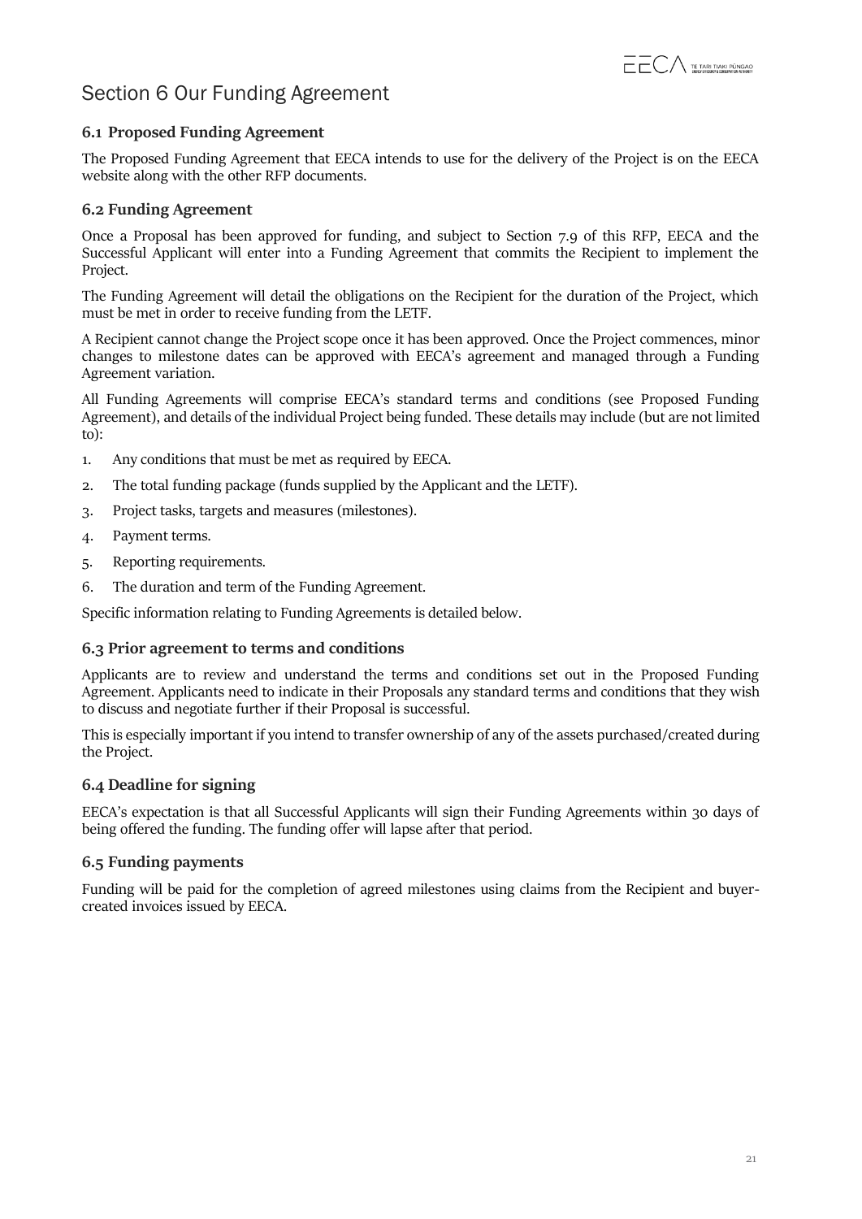# Section 6 Our Funding Agreement

## 6.1 Proposed Funding Agreement

The Proposed Funding Agreement that EECA intends to use for the delivery of the Project is on the EECA website along with the other RFP documents.

## 6.2 Funding Agreement

Once a Proposal has been approved for funding, and subject to Section 7.9 of this RFP, EECA and the Successful Applicant will enter into a Funding Agreement that commits the Recipient to implement the Project.

The Funding Agreement will detail the obligations on the Recipient for the duration of the Project, which must be met in order to receive funding from the LETF.

A Recipient cannot change the Project scope once it has been approved. Once the Project commences, minor changes to milestone dates can be approved with EECA's agreement and managed through a Funding Agreement variation.

All Funding Agreements will comprise EECA's standard terms and conditions (see Proposed Funding Agreement), and details of the individual Project being funded. These details may include (but are not limited to):

1. Any conditions that must be met as required by EECA.
2. The total funding package (funds supplied by the Applicant and the LETF).
3. Project tasks, targets and measures (milestones).
4. Payment terms.
5. Reporting requirements.
6. The duration and term of the Funding Agreement.

Specific information relating to Funding Agreements is detailed below.

## 6.3 Prior agreement to terms and conditions

Applicants are to review and understand the terms and conditions set out in the Proposed Funding Agreement. Applicants need to indicate in their Proposals any standard terms and conditions that they wish to discuss and negotiate further if their Proposal is successful.

This is especially important if you intend to transfer ownership of any of the assets purchased/created during the Project.

## 6.4 Deadline for signing

EECA's expectation is that all Successful Applicants will sign their Funding Agreements within 30 days of being offered the funding. The funding offer will lapse after that period.

## 6.5 Funding payments

Funding will be paid for the completion of agreed milestones using claims from the Recipient and buyer-created invoices issued by EECA.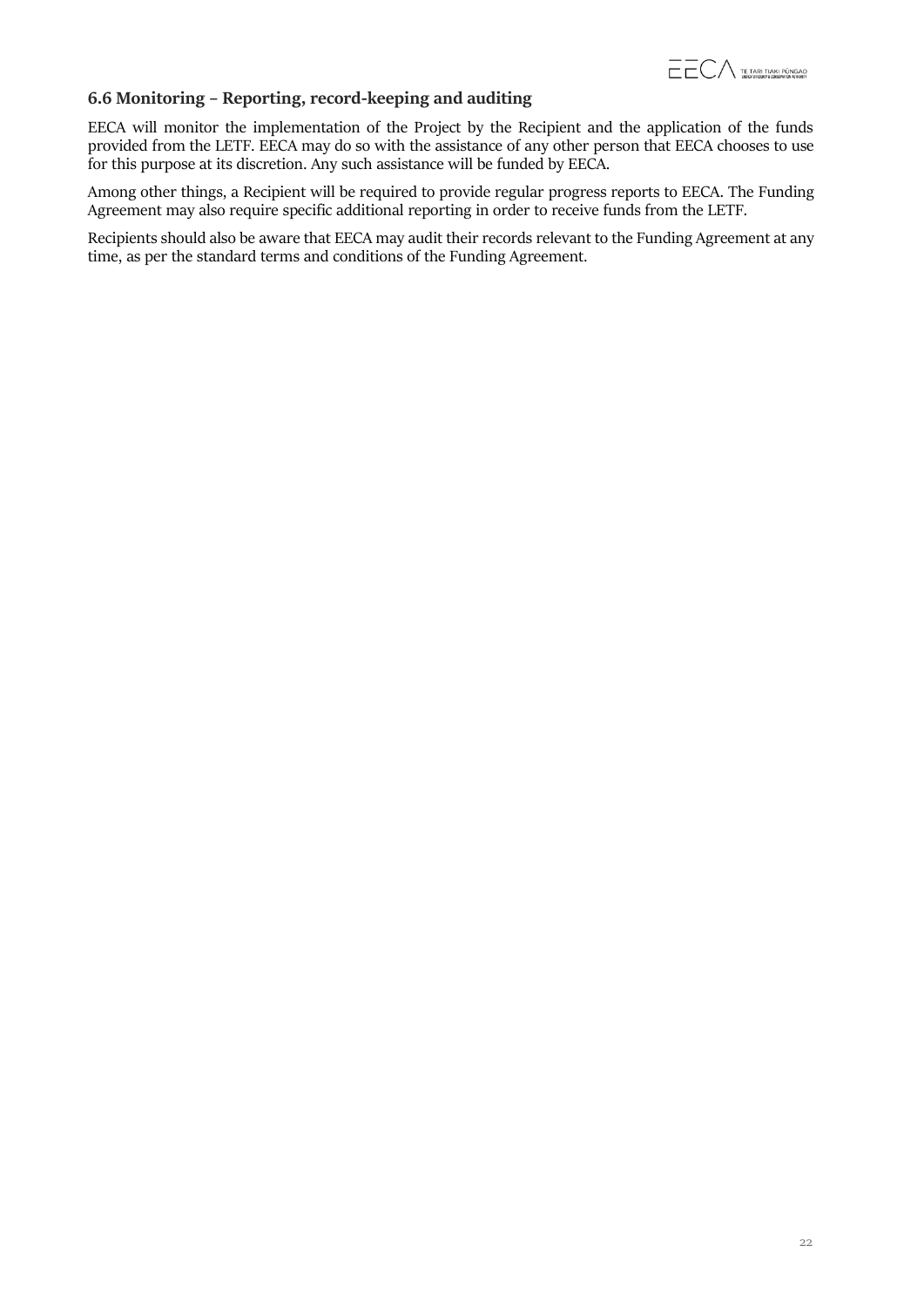### 6.6 Monitoring – Reporting, record-keeping and auditing

EECA will monitor the implementation of the Project by the Recipient and the application of the funds provided from the LETF. EECA may do so with the assistance of any other person that EECA chooses to use for this purpose at its discretion. Any such assistance will be funded by EECA.

Among other things, a Recipient will be required to provide regular progress reports to EECA. The Funding Agreement may also require specific additional reporting in order to receive funds from the LETF.

Recipients should also be aware that EECA may audit their records relevant to the Funding Agreement at any time, as per the standard terms and conditions of the Funding Agreement.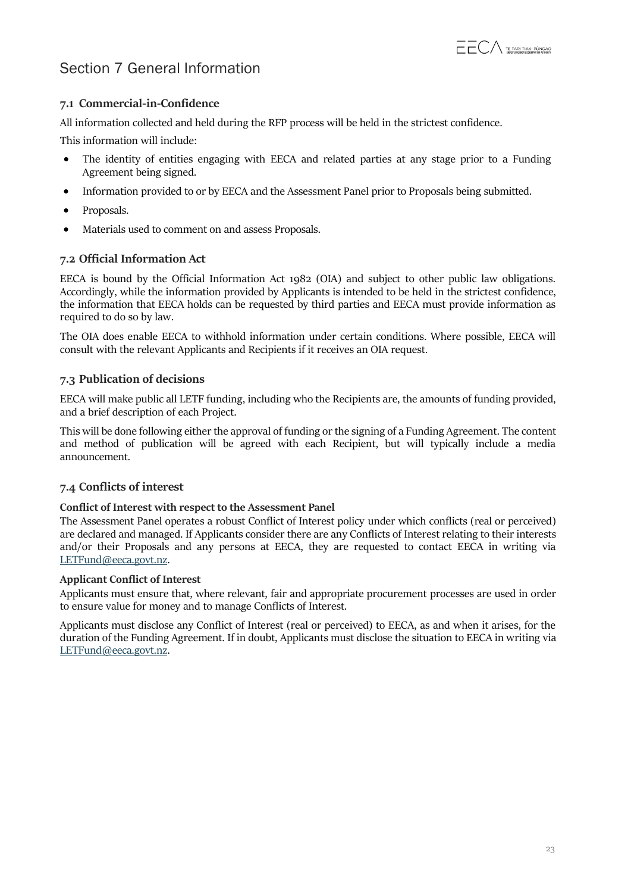# Section 7 General Information

### 7.1 Commercial-in-Confidence

All information collected and held during the RFP process will be held in the strictest confidence.

This information will include:

- The identity of entities engaging with EECA and related parties at any stage prior to a Funding Agreement being signed.
- Information provided to or by EECA and the Assessment Panel prior to Proposals being submitted.
- Proposals.
- Materials used to comment on and assess Proposals.

### 7.2 Official Information Act

EECA is bound by the Official Information Act 1982 (OIA) and subject to other public law obligations. Accordingly, while the information provided by Applicants is intended to be held in the strictest confidence, the information that EECA holds can be requested by third parties and EECA must provide information as required to do so by law.

The OIA does enable EECA to withhold information under certain conditions. Where possible, EECA will consult with the relevant Applicants and Recipients if it receives an OIA request.

### 7.3 Publication of decisions

EECA will make public all LETF funding, including who the Recipients are, the amounts of funding provided, and a brief description of each Project.

This will be done following either the approval of funding or the signing of a Funding Agreement. The content and method of publication will be agreed with each Recipient, but will typically include a media announcement.

### 7.4 Conflicts of interest

**Conflict of Interest with respect to the Assessment Panel**

The Assessment Panel operates a robust Conflict of Interest policy under which conflicts (real or perceived) are declared and managed. If Applicants consider there are any Conflicts of Interest relating to their interests and/or their Proposals and any persons at EECA, they are requested to contact EECA in writing via LETFund@eeca.govt.nz.

**Applicant Conflict of Interest**

Applicants must ensure that, where relevant, fair and appropriate procurement processes are used in order to ensure value for money and to manage Conflicts of Interest.

Applicants must disclose any Conflict of Interest (real or perceived) to EECA, as and when it arises, for the duration of the Funding Agreement. If in doubt, Applicants must disclose the situation to EECA in writing via LETFund@eeca.govt.nz.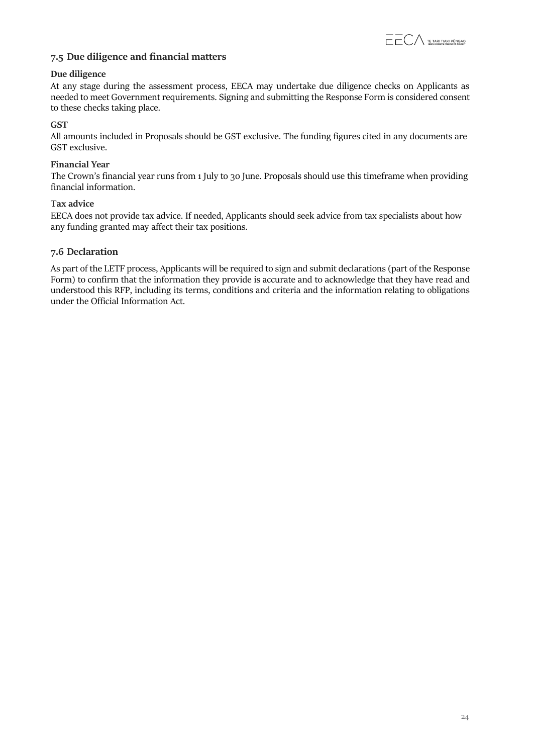## 7.5 Due diligence and financial matters

**Due diligence**

At any stage during the assessment process, EECA may undertake due diligence checks on Applicants as needed to meet Government requirements. Signing and submitting the Response Form is considered consent to these checks taking place.

**GST**

All amounts included in Proposals should be GST exclusive. The funding figures cited in any documents are GST exclusive.

**Financial Year**

The Crown's financial year runs from 1 July to 30 June. Proposals should use this timeframe when providing financial information.

**Tax advice**

EECA does not provide tax advice. If needed, Applicants should seek advice from tax specialists about how any funding granted may affect their tax positions.

## 7.6 Declaration

As part of the LETF process, Applicants will be required to sign and submit declarations (part of the Response Form) to confirm that the information they provide is accurate and to acknowledge that they have read and understood this RFP, including its terms, conditions and criteria and the information relating to obligations under the Official Information Act.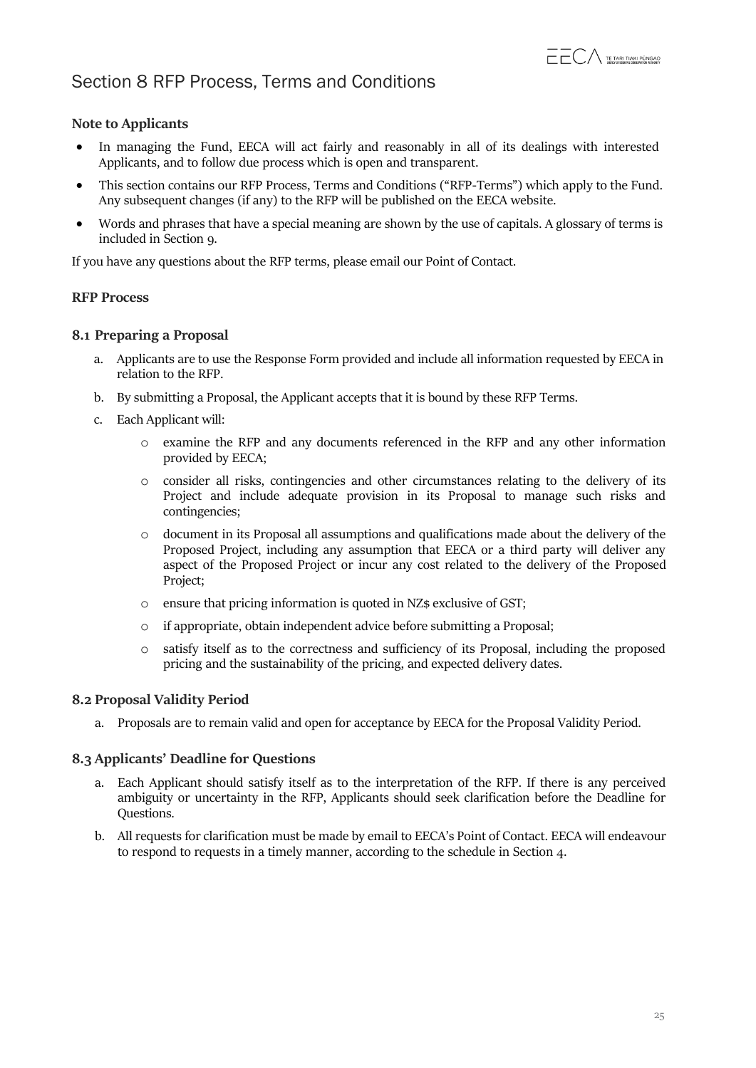# Section 8 RFP Process, Terms and Conditions

### Note to Applicants

- In managing the Fund, EECA will act fairly and reasonably in all of its dealings with interested Applicants, and to follow due process which is open and transparent.
- This section contains our RFP Process, Terms and Conditions ("RFP-Terms") which apply to the Fund. Any subsequent changes (if any) to the RFP will be published on the EECA website.
- Words and phrases that have a special meaning are shown by the use of capitals. A glossary of terms is included in Section 9.

If you have any questions about the RFP terms, please email our Point of Contact.

### RFP Process

### 8.1 Preparing a Proposal

a. Applicants are to use the Response Form provided and include all information requested by EECA in relation to the RFP.

b. By submitting a Proposal, the Applicant accepts that it is bound by these RFP Terms.

c. Each Applicant will:

- examine the RFP and any documents referenced in the RFP and any other information provided by EECA;
- consider all risks, contingencies and other circumstances relating to the delivery of its Project and include adequate provision in its Proposal to manage such risks and contingencies;
- document in its Proposal all assumptions and qualifications made about the delivery of the Proposed Project, including any assumption that EECA or a third party will deliver any aspect of the Proposed Project or incur any cost related to the delivery of the Proposed Project;
- ensure that pricing information is quoted in NZ$ exclusive of GST;
- if appropriate, obtain independent advice before submitting a Proposal;
- satisfy itself as to the correctness and sufficiency of its Proposal, including the proposed pricing and the sustainability of the pricing, and expected delivery dates.

### 8.2 Proposal Validity Period

a. Proposals are to remain valid and open for acceptance by EECA for the Proposal Validity Period.

### 8.3 Applicants' Deadline for Questions

a. Each Applicant should satisfy itself as to the interpretation of the RFP. If there is any perceived ambiguity or uncertainty in the RFP, Applicants should seek clarification before the Deadline for Questions.

b. All requests for clarification must be made by email to EECA's Point of Contact. EECA will endeavour to respond to requests in a timely manner, according to the schedule in Section 4.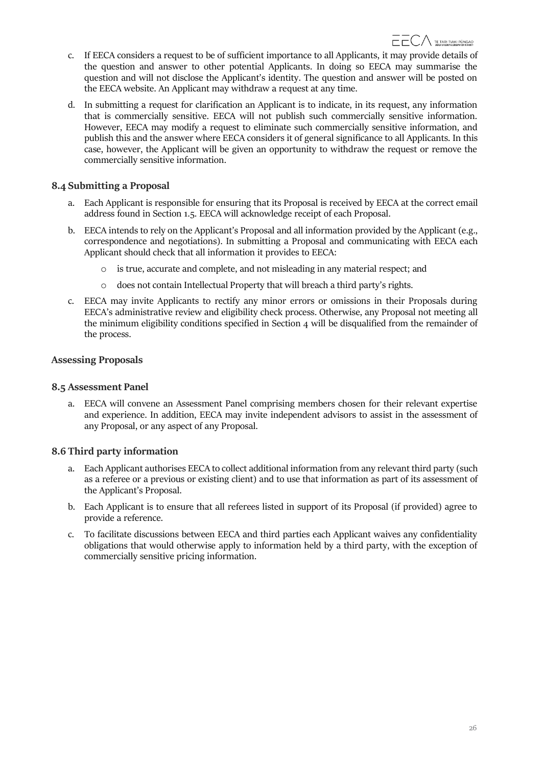c. If EECA considers a request to be of sufficient importance to all Applicants, it may provide details of the question and answer to other potential Applicants. In doing so EECA may summarise the question and will not disclose the Applicant's identity. The question and answer will be posted on the EECA website. An Applicant may withdraw a request at any time.

d. In submitting a request for clarification an Applicant is to indicate, in its request, any information that is commercially sensitive. EECA will not publish such commercially sensitive information. However, EECA may modify a request to eliminate such commercially sensitive information, and publish this and the answer where EECA considers it of general significance to all Applicants. In this case, however, the Applicant will be given an opportunity to withdraw the request or remove the commercially sensitive information.

### 8.4 Submitting a Proposal

a. Each Applicant is responsible for ensuring that its Proposal is received by EECA at the correct email address found in Section 1.5. EECA will acknowledge receipt of each Proposal.

b. EECA intends to rely on the Applicant's Proposal and all information provided by the Applicant (e.g., correspondence and negotiations). In submitting a Proposal and communicating with EECA each Applicant should check that all information it provides to EECA:

   - is true, accurate and complete, and not misleading in any material respect; and
   - does not contain Intellectual Property that will breach a third party's rights.

c. EECA may invite Applicants to rectify any minor errors or omissions in their Proposals during EECA's administrative review and eligibility check process. Otherwise, any Proposal not meeting all the minimum eligibility conditions specified in Section 4 will be disqualified from the remainder of the process.

### Assessing Proposals

### 8.5 Assessment Panel

a. EECA will convene an Assessment Panel comprising members chosen for their relevant expertise and experience. In addition, EECA may invite independent advisors to assist in the assessment of any Proposal, or any aspect of any Proposal.

### 8.6 Third party information

a. Each Applicant authorises EECA to collect additional information from any relevant third party (such as a referee or a previous or existing client) and to use that information as part of its assessment of the Applicant's Proposal.

b. Each Applicant is to ensure that all referees listed in support of its Proposal (if provided) agree to provide a reference.

c. To facilitate discussions between EECA and third parties each Applicant waives any confidentiality obligations that would otherwise apply to information held by a third party, with the exception of commercially sensitive pricing information.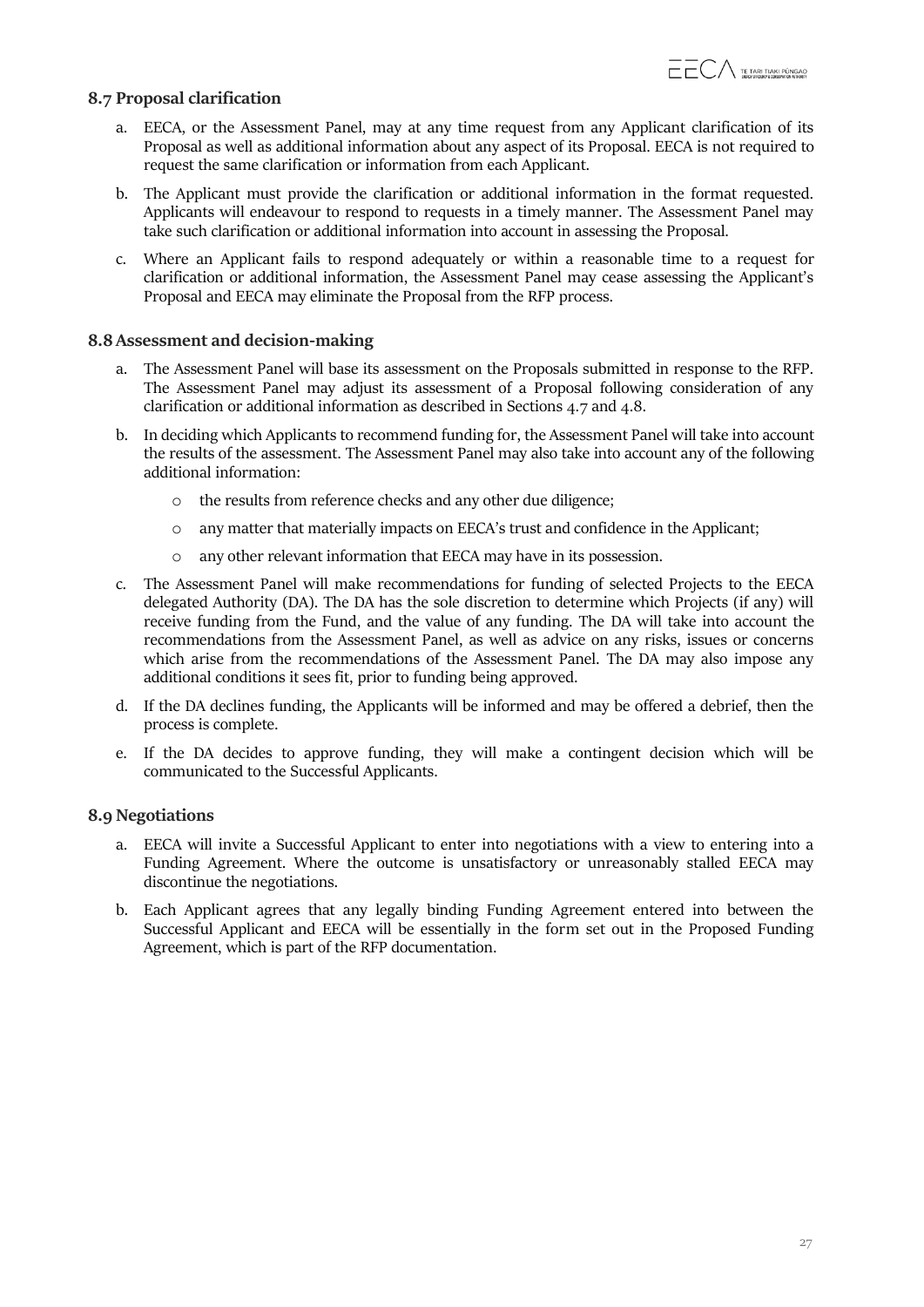### 8.7 Proposal clarification

a. EECA, or the Assessment Panel, may at any time request from any Applicant clarification of its Proposal as well as additional information about any aspect of its Proposal. EECA is not required to request the same clarification or information from each Applicant.

b. The Applicant must provide the clarification or additional information in the format requested. Applicants will endeavour to respond to requests in a timely manner. The Assessment Panel may take such clarification or additional information into account in assessing the Proposal.

c. Where an Applicant fails to respond adequately or within a reasonable time to a request for clarification or additional information, the Assessment Panel may cease assessing the Applicant's Proposal and EECA may eliminate the Proposal from the RFP process.

### 8.8 Assessment and decision-making

a. The Assessment Panel will base its assessment on the Proposals submitted in response to the RFP. The Assessment Panel may adjust its assessment of a Proposal following consideration of any clarification or additional information as described in Sections 4.7 and 4.8.

b. In deciding which Applicants to recommend funding for, the Assessment Panel will take into account the results of the assessment. The Assessment Panel may also take into account any of the following additional information:

   - the results from reference checks and any other due diligence;
   - any matter that materially impacts on EECA's trust and confidence in the Applicant;
   - any other relevant information that EECA may have in its possession.

c. The Assessment Panel will make recommendations for funding of selected Projects to the EECA delegated Authority (DA). The DA has the sole discretion to determine which Projects (if any) will receive funding from the Fund, and the value of any funding. The DA will take into account the recommendations from the Assessment Panel, as well as advice on any risks, issues or concerns which arise from the recommendations of the Assessment Panel. The DA may also impose any additional conditions it sees fit, prior to funding being approved.

d. If the DA declines funding, the Applicants will be informed and may be offered a debrief, then the process is complete.

e. If the DA decides to approve funding, they will make a contingent decision which will be communicated to the Successful Applicants.

### 8.9 Negotiations

a. EECA will invite a Successful Applicant to enter into negotiations with a view to entering into a Funding Agreement. Where the outcome is unsatisfactory or unreasonably stalled EECA may discontinue the negotiations.

b. Each Applicant agrees that any legally binding Funding Agreement entered into between the Successful Applicant and EECA will be essentially in the form set out in the Proposed Funding Agreement, which is part of the RFP documentation.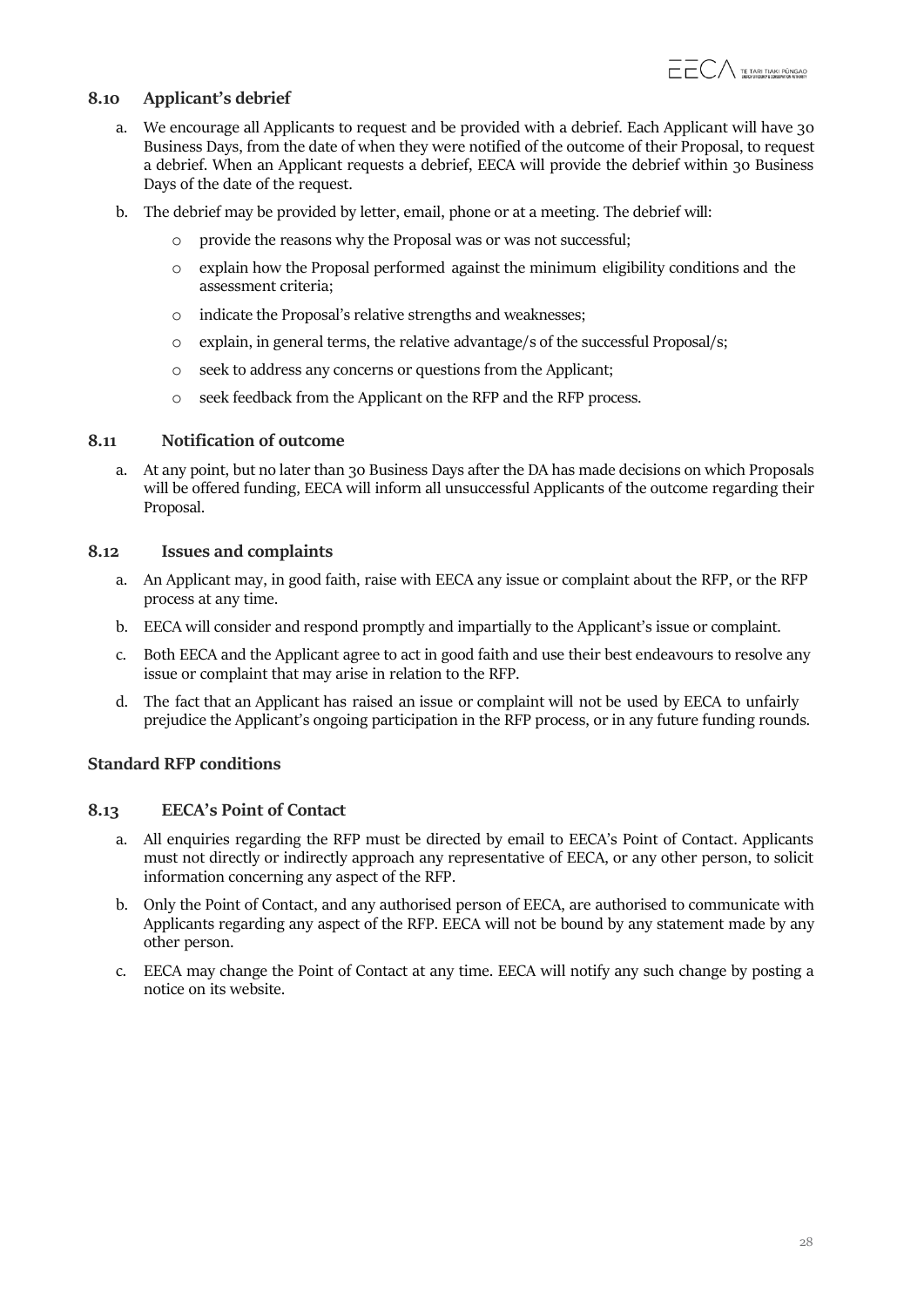### 8.10 Applicant's debrief

a. We encourage all Applicants to request and be provided with a debrief. Each Applicant will have 30 Business Days, from the date of when they were notified of the outcome of their Proposal, to request a debrief. When an Applicant requests a debrief, EECA will provide the debrief within 30 Business Days of the date of the request.

b. The debrief may be provided by letter, email, phone or at a meeting. The debrief will:

   - provide the reasons why the Proposal was or was not successful;
   - explain how the Proposal performed against the minimum eligibility conditions and the assessment criteria;
   - indicate the Proposal's relative strengths and weaknesses;
   - explain, in general terms, the relative advantage/s of the successful Proposal/s;
   - seek to address any concerns or questions from the Applicant;
   - seek feedback from the Applicant on the RFP and the RFP process.

### 8.11 Notification of outcome

a. At any point, but no later than 30 Business Days after the DA has made decisions on which Proposals will be offered funding, EECA will inform all unsuccessful Applicants of the outcome regarding their Proposal.

### 8.12 Issues and complaints

a. An Applicant may, in good faith, raise with EECA any issue or complaint about the RFP, or the RFP process at any time.

b. EECA will consider and respond promptly and impartially to the Applicant's issue or complaint.

c. Both EECA and the Applicant agree to act in good faith and use their best endeavours to resolve any issue or complaint that may arise in relation to the RFP.

d. The fact that an Applicant has raised an issue or complaint will not be used by EECA to unfairly prejudice the Applicant's ongoing participation in the RFP process, or in any future funding rounds.

### Standard RFP conditions

### 8.13 EECA's Point of Contact

a. All enquiries regarding the RFP must be directed by email to EECA's Point of Contact. Applicants must not directly or indirectly approach any representative of EECA, or any other person, to solicit information concerning any aspect of the RFP.

b. Only the Point of Contact, and any authorised person of EECA, are authorised to communicate with Applicants regarding any aspect of the RFP. EECA will not be bound by any statement made by any other person.

c. EECA may change the Point of Contact at any time. EECA will notify any such change by posting a notice on its website.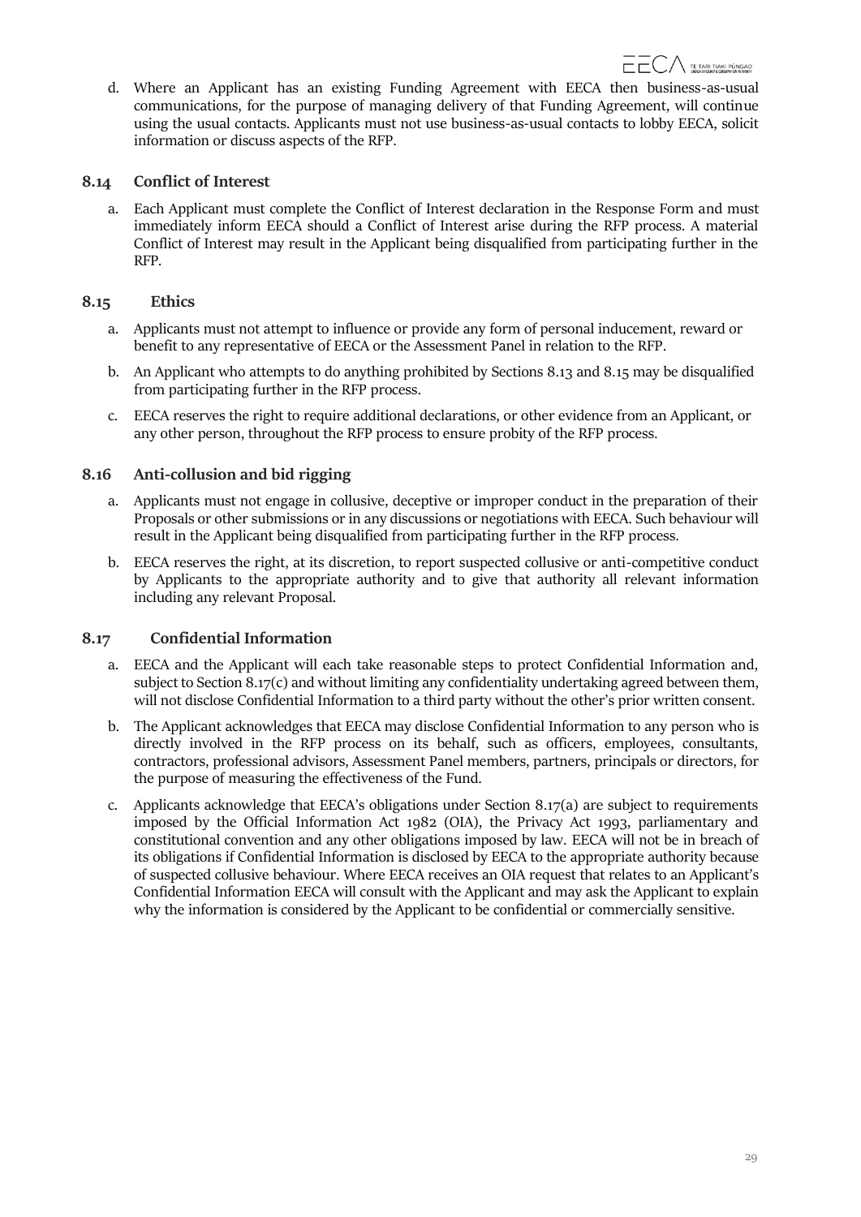d. Where an Applicant has an existing Funding Agreement with EECA then business-as-usual communications, for the purpose of managing delivery of that Funding Agreement, will continue using the usual contacts. Applicants must not use business-as-usual contacts to lobby EECA, solicit information or discuss aspects of the RFP.

### 8.14 Conflict of Interest

a. Each Applicant must complete the Conflict of Interest declaration in the Response Form and must immediately inform EECA should a Conflict of Interest arise during the RFP process. A material Conflict of Interest may result in the Applicant being disqualified from participating further in the RFP.

### 8.15 Ethics

a. Applicants must not attempt to influence or provide any form of personal inducement, reward or benefit to any representative of EECA or the Assessment Panel in relation to the RFP.

b. An Applicant who attempts to do anything prohibited by Sections 8.13 and 8.15 may be disqualified from participating further in the RFP process.

c. EECA reserves the right to require additional declarations, or other evidence from an Applicant, or any other person, throughout the RFP process to ensure probity of the RFP process.

### 8.16 Anti-collusion and bid rigging

a. Applicants must not engage in collusive, deceptive or improper conduct in the preparation of their Proposals or other submissions or in any discussions or negotiations with EECA. Such behaviour will result in the Applicant being disqualified from participating further in the RFP process.

b. EECA reserves the right, at its discretion, to report suspected collusive or anti-competitive conduct by Applicants to the appropriate authority and to give that authority all relevant information including any relevant Proposal.

### 8.17 Confidential Information

a. EECA and the Applicant will each take reasonable steps to protect Confidential Information and, subject to Section 8.17(c) and without limiting any confidentiality undertaking agreed between them, will not disclose Confidential Information to a third party without the other's prior written consent.

b. The Applicant acknowledges that EECA may disclose Confidential Information to any person who is directly involved in the RFP process on its behalf, such as officers, employees, consultants, contractors, professional advisors, Assessment Panel members, partners, principals or directors, for the purpose of measuring the effectiveness of the Fund.

c. Applicants acknowledge that EECA's obligations under Section 8.17(a) are subject to requirements imposed by the Official Information Act 1982 (OIA), the Privacy Act 1993, parliamentary and constitutional convention and any other obligations imposed by law. EECA will not be in breach of its obligations if Confidential Information is disclosed by EECA to the appropriate authority because of suspected collusive behaviour. Where EECA receives an OIA request that relates to an Applicant's Confidential Information EECA will consult with the Applicant and may ask the Applicant to explain why the information is considered by the Applicant to be confidential or commercially sensitive.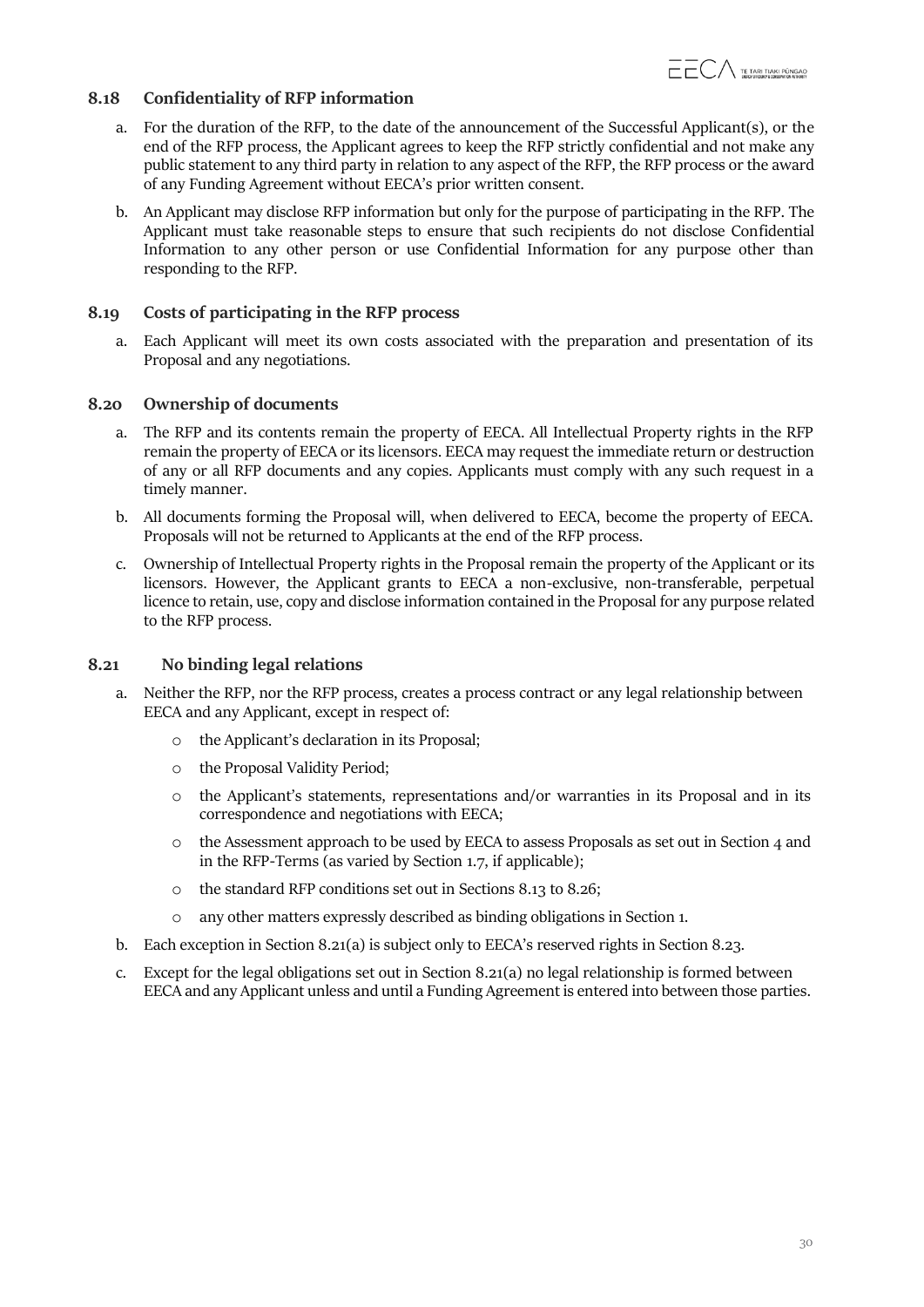### 8.18 Confidentiality of RFP information

a. For the duration of the RFP, to the date of the announcement of the Successful Applicant(s), or the end of the RFP process, the Applicant agrees to keep the RFP strictly confidential and not make any public statement to any third party in relation to any aspect of the RFP, the RFP process or the award of any Funding Agreement without EECA's prior written consent.

b. An Applicant may disclose RFP information but only for the purpose of participating in the RFP. The Applicant must take reasonable steps to ensure that such recipients do not disclose Confidential Information to any other person or use Confidential Information for any purpose other than responding to the RFP.

### 8.19 Costs of participating in the RFP process

a. Each Applicant will meet its own costs associated with the preparation and presentation of its Proposal and any negotiations.

### 8.20 Ownership of documents

a. The RFP and its contents remain the property of EECA. All Intellectual Property rights in the RFP remain the property of EECA or its licensors. EECA may request the immediate return or destruction of any or all RFP documents and any copies. Applicants must comply with any such request in a timely manner.

b. All documents forming the Proposal will, when delivered to EECA, become the property of EECA. Proposals will not be returned to Applicants at the end of the RFP process.

c. Ownership of Intellectual Property rights in the Proposal remain the property of the Applicant or its licensors. However, the Applicant grants to EECA a non-exclusive, non-transferable, perpetual licence to retain, use, copy and disclose information contained in the Proposal for any purpose related to the RFP process.

### 8.21 No binding legal relations

a. Neither the RFP, nor the RFP process, creates a process contract or any legal relationship between EECA and any Applicant, except in respect of:
   - the Applicant's declaration in its Proposal;
   - the Proposal Validity Period;
   - the Applicant's statements, representations and/or warranties in its Proposal and in its correspondence and negotiations with EECA;
   - the Assessment approach to be used by EECA to assess Proposals as set out in Section 4 and in the RFP-Terms (as varied by Section 1.7, if applicable);
   - the standard RFP conditions set out in Sections 8.13 to 8.26;
   - any other matters expressly described as binding obligations in Section 1.

b. Each exception in Section 8.21(a) is subject only to EECA's reserved rights in Section 8.23.

c. Except for the legal obligations set out in Section 8.21(a) no legal relationship is formed between EECA and any Applicant unless and until a Funding Agreement is entered into between those parties.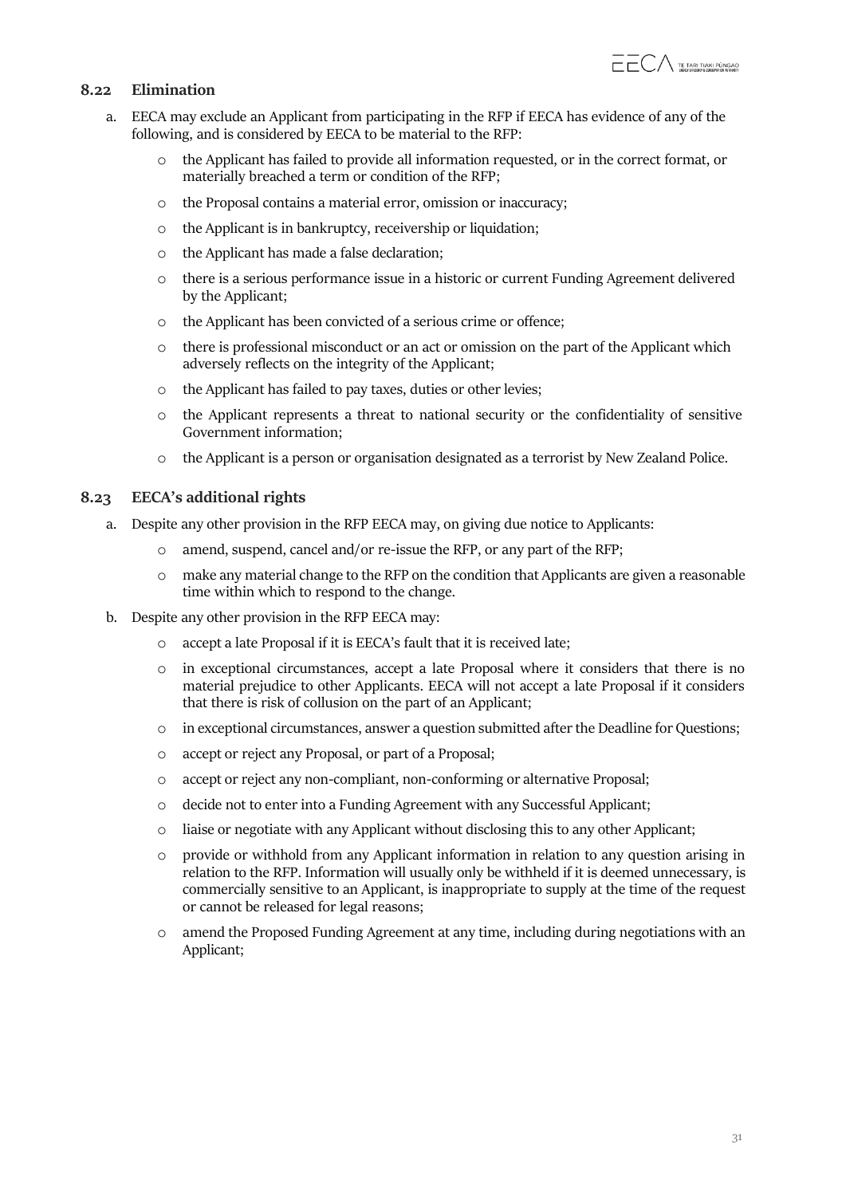### 8.22 Elimination

a. EECA may exclude an Applicant from participating in the RFP if EECA has evidence of any of the following, and is considered by EECA to be material to the RFP:

- the Applicant has failed to provide all information requested, or in the correct format, or materially breached a term or condition of the RFP;
- the Proposal contains a material error, omission or inaccuracy;
- the Applicant is in bankruptcy, receivership or liquidation;
- the Applicant has made a false declaration;
- there is a serious performance issue in a historic or current Funding Agreement delivered by the Applicant;
- the Applicant has been convicted of a serious crime or offence;
- there is professional misconduct or an act or omission on the part of the Applicant which adversely reflects on the integrity of the Applicant;
- the Applicant has failed to pay taxes, duties or other levies;
- the Applicant represents a threat to national security or the confidentiality of sensitive Government information;
- the Applicant is a person or organisation designated as a terrorist by New Zealand Police.

### 8.23 EECA's additional rights

a. Despite any other provision in the RFP EECA may, on giving due notice to Applicants:

- amend, suspend, cancel and/or re-issue the RFP, or any part of the RFP;
- make any material change to the RFP on the condition that Applicants are given a reasonable time within which to respond to the change.

b. Despite any other provision in the RFP EECA may:

- accept a late Proposal if it is EECA's fault that it is received late;
- in exceptional circumstances, accept a late Proposal where it considers that there is no material prejudice to other Applicants. EECA will not accept a late Proposal if it considers that there is risk of collusion on the part of an Applicant;
- in exceptional circumstances, answer a question submitted after the Deadline for Questions;
- accept or reject any Proposal, or part of a Proposal;
- accept or reject any non-compliant, non-conforming or alternative Proposal;
- decide not to enter into a Funding Agreement with any Successful Applicant;
- liaise or negotiate with any Applicant without disclosing this to any other Applicant;
- provide or withhold from any Applicant information in relation to any question arising in relation to the RFP. Information will usually only be withheld if it is deemed unnecessary, is commercially sensitive to an Applicant, is inappropriate to supply at the time of the request or cannot be released for legal reasons;
- amend the Proposed Funding Agreement at any time, including during negotiations with an Applicant;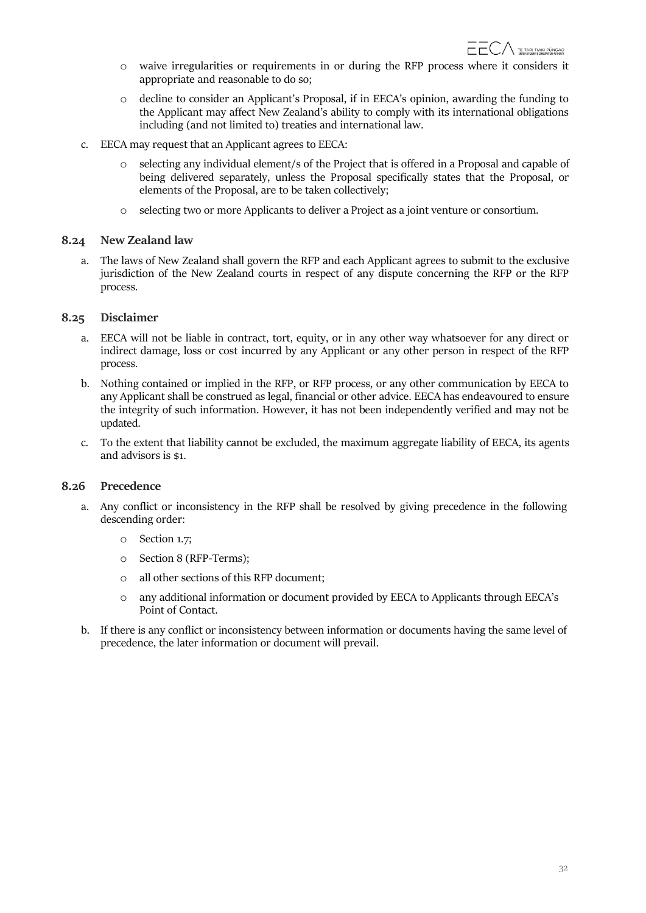- waive irregularities or requirements in or during the RFP process where it considers it appropriate and reasonable to do so;
- decline to consider an Applicant's Proposal, if in EECA's opinion, awarding the funding to the Applicant may affect New Zealand's ability to comply with its international obligations including (and not limited to) treaties and international law.

c. EECA may request that an Applicant agrees to EECA:

- selecting any individual element/s of the Project that is offered in a Proposal and capable of being delivered separately, unless the Proposal specifically states that the Proposal, or elements of the Proposal, are to be taken collectively;
- selecting two or more Applicants to deliver a Project as a joint venture or consortium.

### 8.24 New Zealand law

a. The laws of New Zealand shall govern the RFP and each Applicant agrees to submit to the exclusive jurisdiction of the New Zealand courts in respect of any dispute concerning the RFP or the RFP process.

### 8.25 Disclaimer

a. EECA will not be liable in contract, tort, equity, or in any other way whatsoever for any direct or indirect damage, loss or cost incurred by any Applicant or any other person in respect of the RFP process.

b. Nothing contained or implied in the RFP, or RFP process, or any other communication by EECA to any Applicant shall be construed as legal, financial or other advice. EECA has endeavoured to ensure the integrity of such information. However, it has not been independently verified and may not be updated.

c. To the extent that liability cannot be excluded, the maximum aggregate liability of EECA, its agents and advisors is $1.

### 8.26 Precedence

a. Any conflict or inconsistency in the RFP shall be resolved by giving precedence in the following descending order:

- Section 1.7;
- Section 8 (RFP-Terms);
- all other sections of this RFP document;
- any additional information or document provided by EECA to Applicants through EECA's Point of Contact.

b. If there is any conflict or inconsistency between information or documents having the same level of precedence, the later information or document will prevail.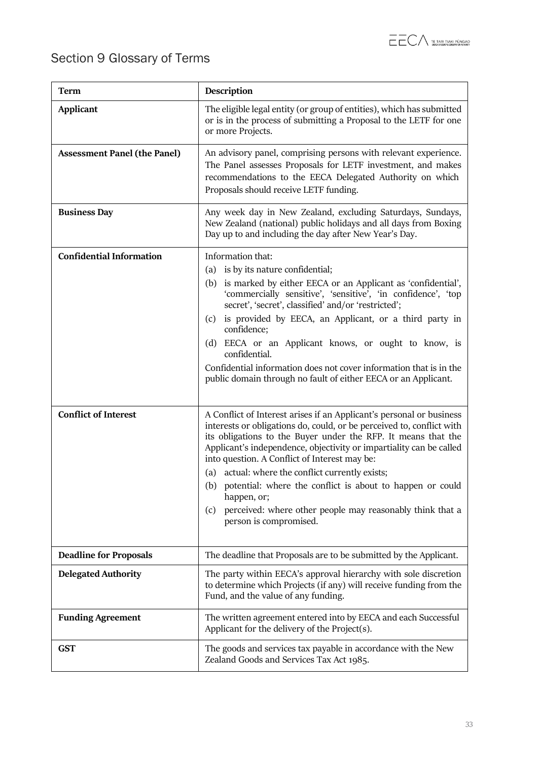# Section 9 Glossary of Terms

| Term | Description |
|---|---|
| **Applicant** | The eligible legal entity (or group of entities), which has submitted or is in the process of submitting a Proposal to the LETF for one or more Projects. |
| **Assessment Panel (the Panel)** | An advisory panel, comprising persons with relevant experience. The Panel assesses Proposals for LETF investment, and makes recommendations to the EECA Delegated Authority on which Proposals should receive LETF funding. |
| **Business Day** | Any week day in New Zealand, excluding Saturdays, Sundays, New Zealand (national) public holidays and all days from Boxing Day up to and including the day after New Year's Day. |
| **Confidential Information** | Information that:<br>(a) is by its nature confidential;<br>(b) is marked by either EECA or an Applicant as 'confidential', 'commercially sensitive', 'sensitive', 'in confidence', 'top secret', 'secret', classified' and/or 'restricted';<br>(c) is provided by EECA, an Applicant, or a third party in confidence;<br>(d) EECA or an Applicant knows, or ought to know, is confidential.<br>Confidential information does not cover information that is in the public domain through no fault of either EECA or an Applicant. |
| **Conflict of Interest** | A Conflict of Interest arises if an Applicant's personal or business interests or obligations do, could, or be perceived to, conflict with its obligations to the Buyer under the RFP. It means that the Applicant's independence, objectivity or impartiality can be called into question. A Conflict of Interest may be:<br>(a) actual: where the conflict currently exists;<br>(b) potential: where the conflict is about to happen or could happen, or;<br>(c) perceived: where other people may reasonably think that a person is compromised. |
| **Deadline for Proposals** | The deadline that Proposals are to be submitted by the Applicant. |
| **Delegated Authority** | The party within EECA's approval hierarchy with sole discretion to determine which Projects (if any) will receive funding from the Fund, and the value of any funding. |
| **Funding Agreement** | The written agreement entered into by EECA and each Successful Applicant for the delivery of the Project(s). |
| **GST** | The goods and services tax payable in accordance with the New Zealand Goods and Services Tax Act 1985. |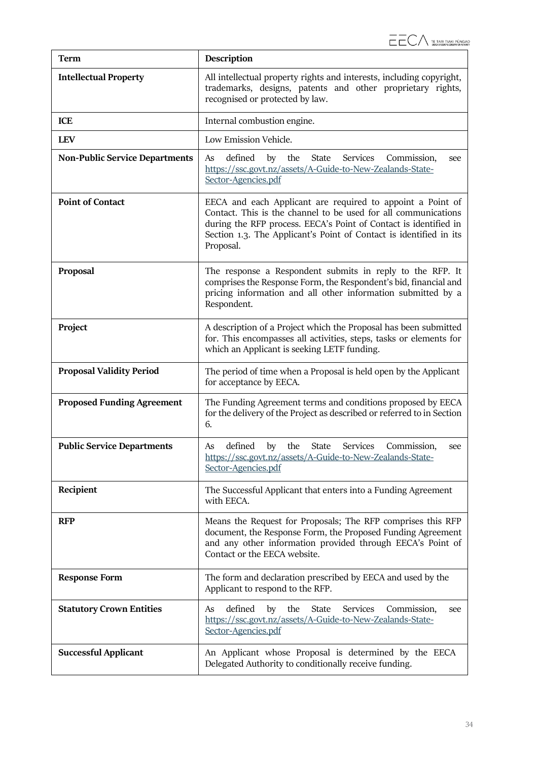| Term | Description |
|---|---|
| **Intellectual Property** | All intellectual property rights and interests, including copyright, trademarks, designs, patents and other proprietary rights, recognised or protected by law. |
| **ICE** | Internal combustion engine. |
| **LEV** | Low Emission Vehicle. |
| **Non-Public Service Departments** | As defined by the State Services Commission, see https://ssc.govt.nz/assets/A-Guide-to-New-Zealands-State-Sector-Agencies.pdf |
| **Point of Contact** | EECA and each Applicant are required to appoint a Point of Contact. This is the channel to be used for all communications during the RFP process. EECA's Point of Contact is identified in Section 1.3. The Applicant's Point of Contact is identified in its Proposal. |
| **Proposal** | The response a Respondent submits in reply to the RFP. It comprises the Response Form, the Respondent's bid, financial and pricing information and all other information submitted by a Respondent. |
| **Project** | A description of a Project which the Proposal has been submitted for. This encompasses all activities, steps, tasks or elements for which an Applicant is seeking LETF funding. |
| **Proposal Validity Period** | The period of time when a Proposal is held open by the Applicant for acceptance by EECA. |
| **Proposed Funding Agreement** | The Funding Agreement terms and conditions proposed by EECA for the delivery of the Project as described or referred to in Section 6. |
| **Public Service Departments** | As defined by the State Services Commission, see https://ssc.govt.nz/assets/A-Guide-to-New-Zealands-State-Sector-Agencies.pdf |
| **Recipient** | The Successful Applicant that enters into a Funding Agreement with EECA. |
| **RFP** | Means the Request for Proposals; The RFP comprises this RFP document, the Response Form, the Proposed Funding Agreement and any other information provided through EECA's Point of Contact or the EECA website. |
| **Response Form** | The form and declaration prescribed by EECA and used by the Applicant to respond to the RFP. |
| **Statutory Crown Entities** | As defined by the State Services Commission, see https://ssc.govt.nz/assets/A-Guide-to-New-Zealands-State-Sector-Agencies.pdf |
| **Successful Applicant** | An Applicant whose Proposal is determined by the EECA Delegated Authority to conditionally receive funding. |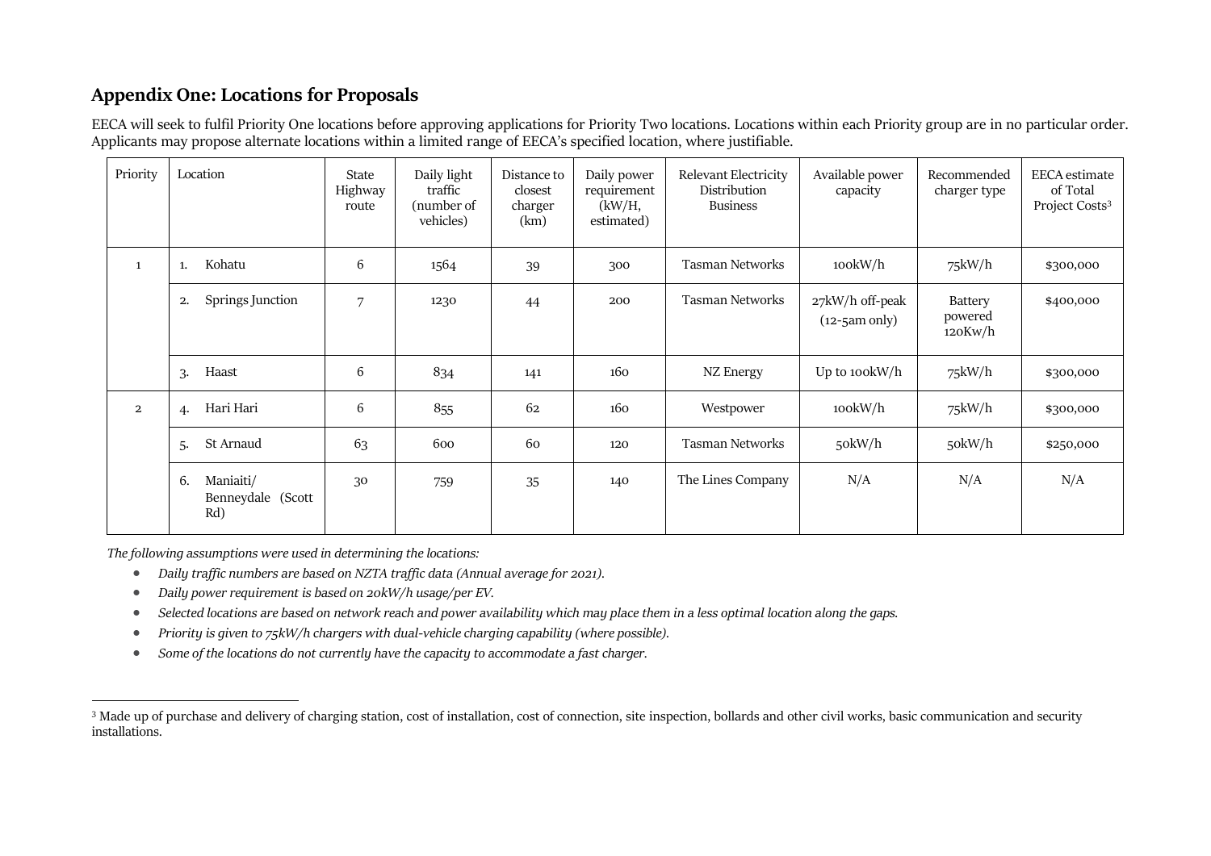## Appendix One: Locations for Proposals

EECA will seek to fulfil Priority One locations before approving applications for Priority Two locations. Locations within each Priority group are in no particular order. Applicants may propose alternate locations within a limited range of EECA's specified location, where justifiable.

| Priority | Location | State Highway route | Daily light traffic (number of vehicles) | Distance to closest charger (km) | Daily power requirement (kW/H, estimated) | Relevant Electricity Distribution Business | Available power capacity | Recommended charger type | EECA estimate of Total Project Costs[3] |
|---|---|---|---|---|---|---|---|---|---|
| 1 | 1. Kohatu | 6 | 1564 | 39 | 300 | Tasman Networks | 100kW/h | 75kW/h | $300,000 |
| | 2. Springs Junction | 7 | 1230 | 44 | 200 | Tasman Networks | 27kW/h off-peak (12-5am only) | Battery powered 120Kw/h | $400,000 |
| | 3. Haast | 6 | 834 | 141 | 160 | NZ Energy | Up to 100kW/h | 75kW/h | $300,000 |
| 2 | 4. Hari Hari | 6 | 855 | 62 | 160 | Westpower | 100kW/h | 75kW/h | $300,000 |
| | 5. St Arnaud | 63 | 600 | 60 | 120 | Tasman Networks | 50kW/h | 50kW/h | $250,000 |
| | 6. Maniaiti/ Benneydale (Scott Rd) | 30 | 759 | 35 | 140 | The Lines Company | N/A | N/A | N/A |

*The following assumptions were used in determining the locations:*

- *Daily traffic numbers are based on NZTA traffic data (Annual average for 2021).*
- *Daily power requirement is based on 20kW/h usage/per EV.*
- *Selected locations are based on network reach and power availability which may place them in a less optimal location along the gaps.*
- *Priority is given to 75kW/h chargers with dual-vehicle charging capability (where possible).*
- *Some of the locations do not currently have the capacity to accommodate a fast charger.*

[3] Made up of purchase and delivery of charging station, cost of installation, cost of connection, site inspection, bollards and other civil works, basic communication and security installations.